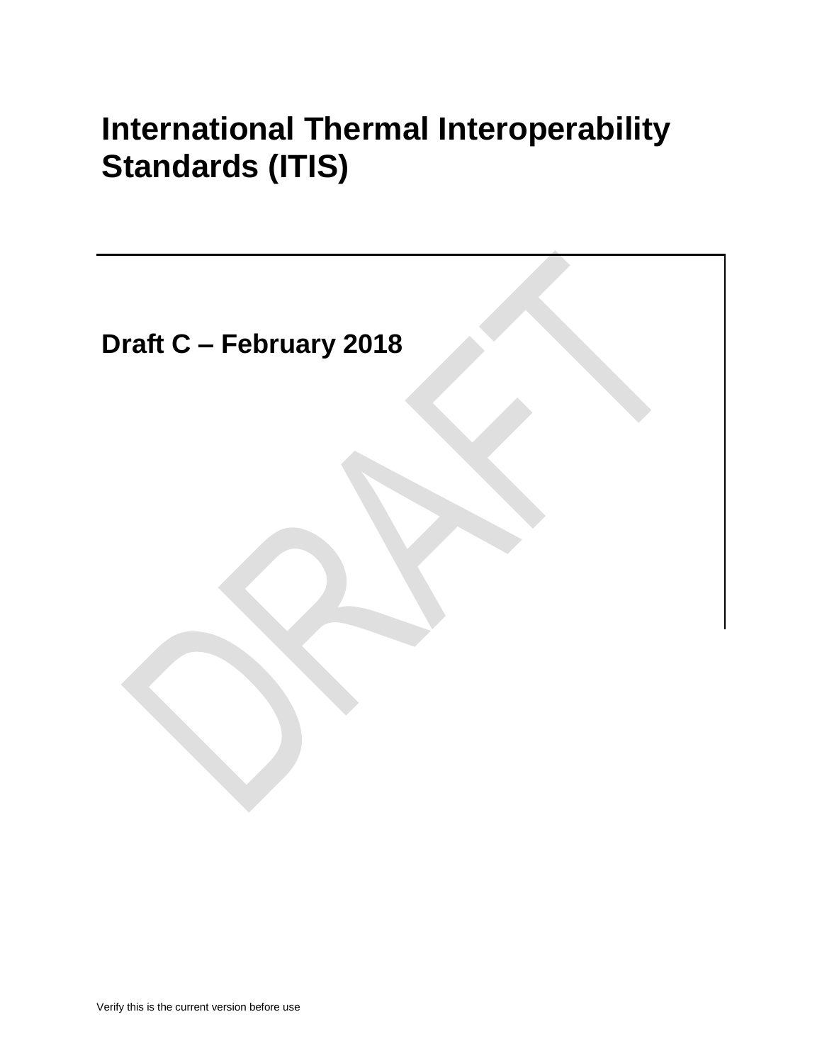# International Thermal Interoperability Standards (ITIS)

## Draft C – February 2018

DRAFT

Verify this is the current version before use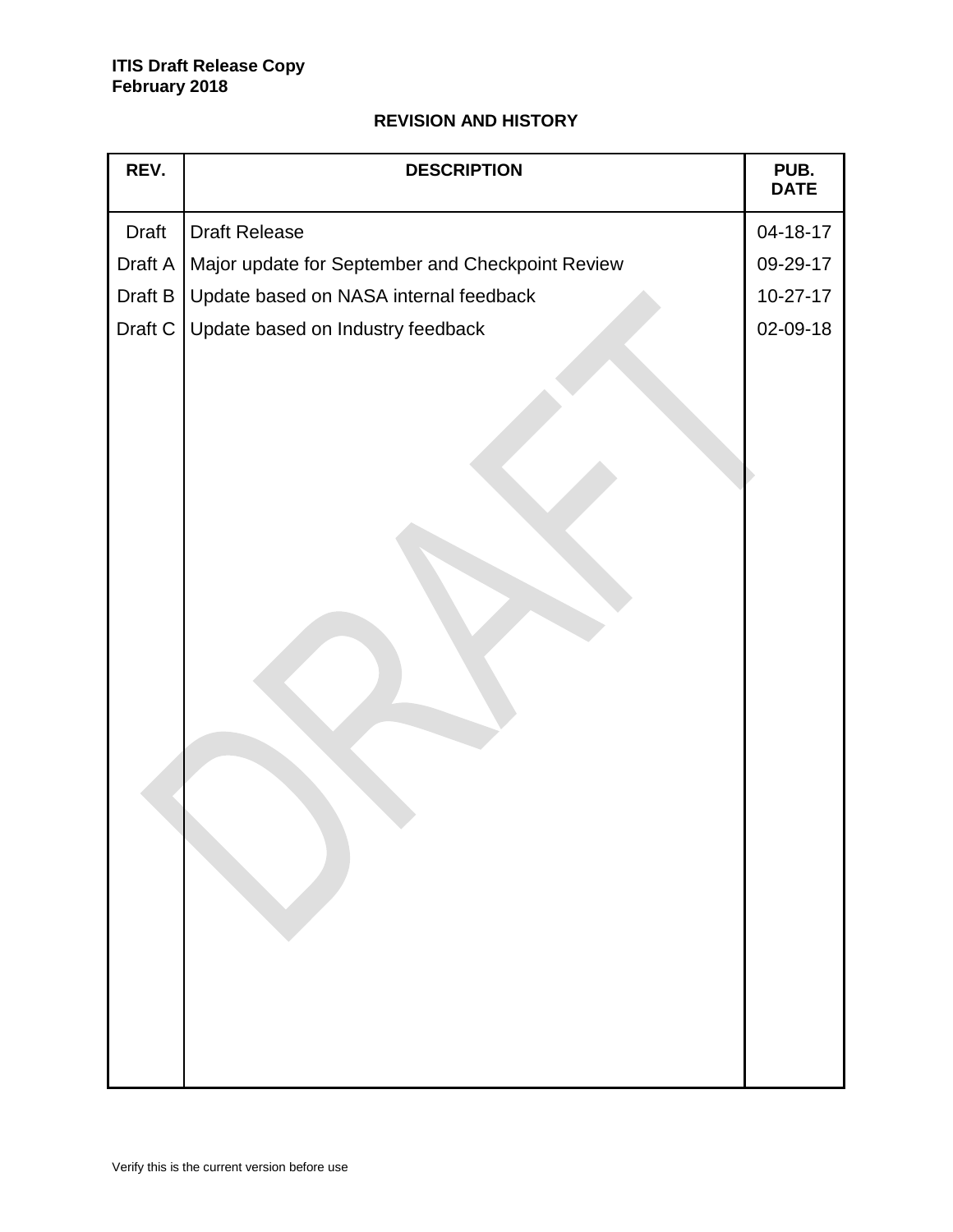## REVISION AND HISTORY

| REV. | DESCRIPTION | PUB. DATE |
|---|---|---|
| Draft | Draft Release | 04-18-17 |
| Draft A | Major update for September and Checkpoint Review | 09-29-17 |
| Draft B | Update based on NASA internal feedback | 10-27-17 |
| Draft C | Update based on Industry feedback | 02-09-18 |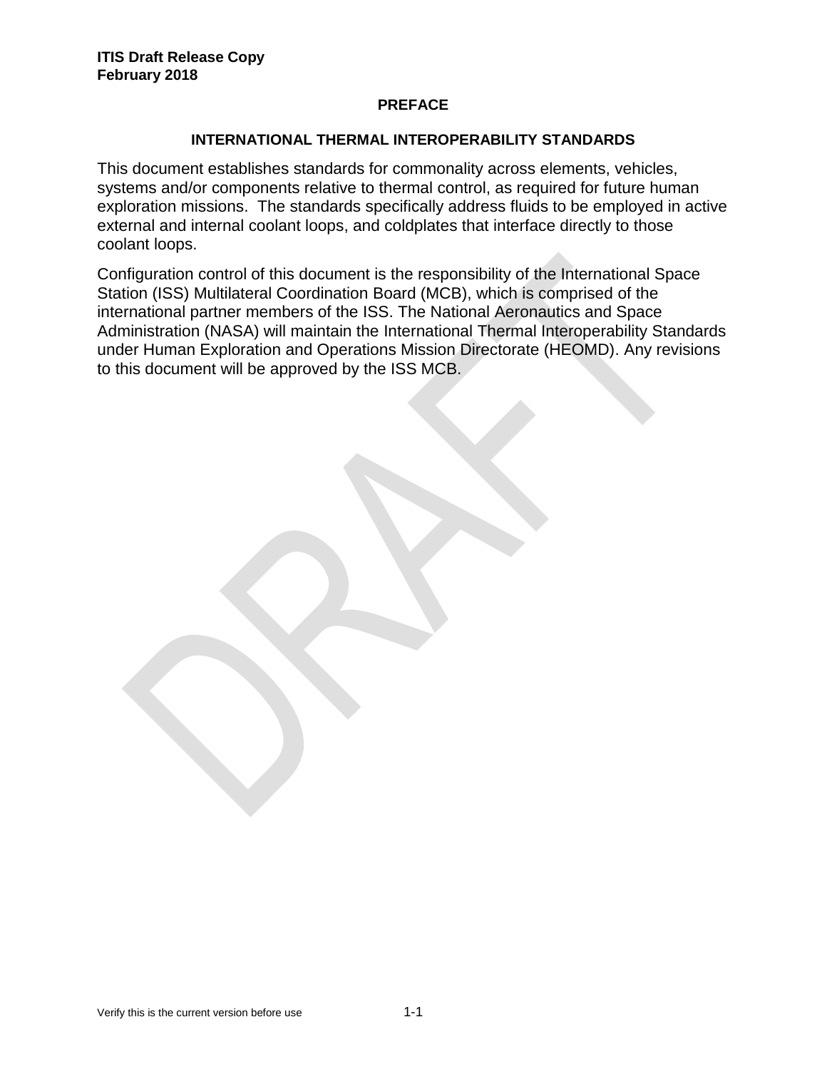# PREFACE

## INTERNATIONAL THERMAL INTEROPERABILITY STANDARDS

This document establishes standards for commonality across elements, vehicles, systems and/or components relative to thermal control, as required for future human exploration missions. The standards specifically address fluids to be employed in active external and internal coolant loops, and coldplates that interface directly to those coolant loops.

Configuration control of this document is the responsibility of the International Space Station (ISS) Multilateral Coordination Board (MCB), which is comprised of the international partner members of the ISS. The National Aeronautics and Space Administration (NASA) will maintain the International Thermal Interoperability Standards under Human Exploration and Operations Mission Directorate (HEOMD). Any revisions to this document will be approved by the ISS MCB.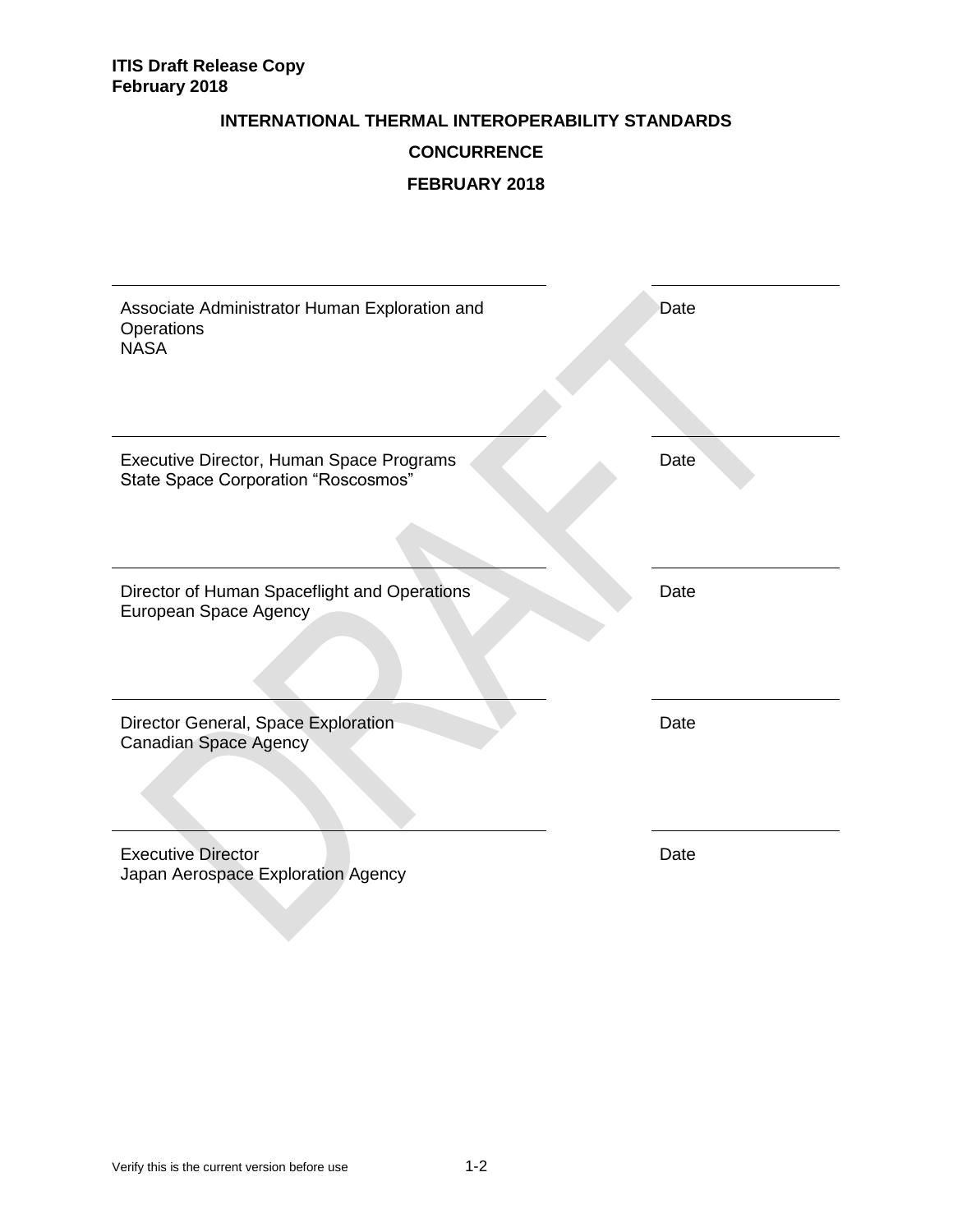**INTERNATIONAL THERMAL INTEROPERABILITY STANDARDS**

**CONCURRENCE**

**FEBRUARY 2018**

| | |
|---|---|
| Associate Administrator Human Exploration and Operations<br>NASA | Date |
| Executive Director, Human Space Programs<br>State Space Corporation “Roscosmos” | Date |
| Director of Human Spaceflight and Operations<br>European Space Agency | Date |
| Director General, Space Exploration<br>Canadian Space Agency | Date |
| Executive Director<br>Japan Aerospace Exploration Agency | Date |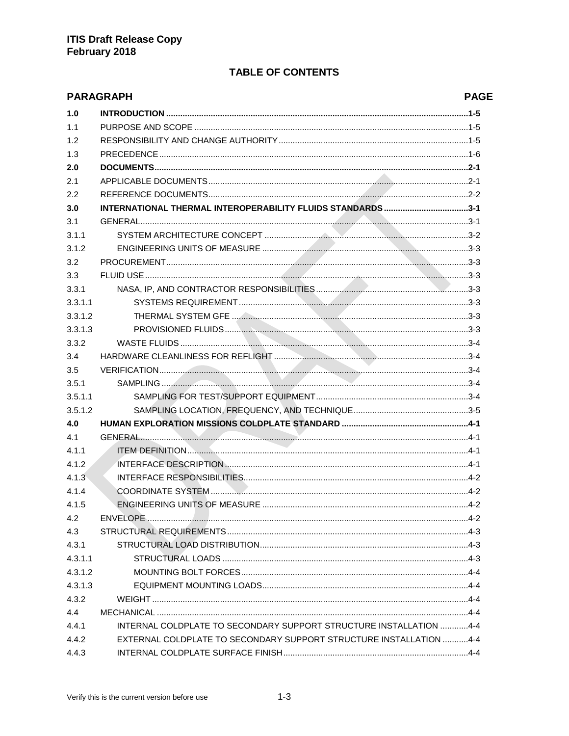ITIS Draft Release Copy
February 2018

## TABLE OF CONTENTS

| PARAGRAPH | | PAGE |
|---|---|---|
| **1.0** | **INTRODUCTION** | **1-5** |
| 1.1 | PURPOSE AND SCOPE | 1-5 |
| 1.2 | RESPONSIBILITY AND CHANGE AUTHORITY | 1-5 |
| 1.3 | PRECEDENCE | 1-6 |
| **2.0** | **DOCUMENTS** | **2-1** |
| 2.1 | APPLICABLE DOCUMENTS | 2-1 |
| 2.2 | REFERENCE DOCUMENTS | 2-2 |
| **3.0** | **INTERNATIONAL THERMAL INTEROPERABILITY FLUIDS STANDARDS** | **3-1** |
| 3.1 | GENERAL | 3-1 |
| 3.1.1 | SYSTEM ARCHITECTURE CONCEPT | 3-2 |
| 3.1.2 | ENGINEERING UNITS OF MEASURE | 3-3 |
| 3.2 | PROCUREMENT | 3-3 |
| 3.3 | FLUID USE | 3-3 |
| 3.3.1 | NASA, IP, AND CONTRACTOR RESPONSIBILITIES | 3-3 |
| 3.3.1.1 | SYSTEMS REQUIREMENT | 3-3 |
| 3.3.1.2 | THERMAL SYSTEM GFE | 3-3 |
| 3.3.1.3 | PROVISIONED FLUIDS | 3-3 |
| 3.3.2 | WASTE FLUIDS | 3-4 |
| 3.4 | HARDWARE CLEANLINESS FOR REFLIGHT | 3-4 |
| 3.5 | VERIFICATION | 3-4 |
| 3.5.1 | SAMPLING | 3-4 |
| 3.5.1.1 | SAMPLING FOR TEST/SUPPORT EQUIPMENT | 3-4 |
| 3.5.1.2 | SAMPLING LOCATION, FREQUENCY, AND TECHNIQUE | 3-5 |
| **4.0** | **HUMAN EXPLORATION MISSIONS COLDPLATE STANDARD** | **4-1** |
| 4.1 | GENERAL | 4-1 |
| 4.1.1 | ITEM DEFINITION | 4-1 |
| 4.1.2 | INTERFACE DESCRIPTION | 4-1 |
| 4.1.3 | INTERFACE RESPONSIBILITIES | 4-2 |
| 4.1.4 | COORDINATE SYSTEM | 4-2 |
| 4.1.5 | ENGINEERING UNITS OF MEASURE | 4-2 |
| 4.2 | ENVELOPE | 4-2 |
| 4.3 | STRUCTURAL REQUIREMENTS | 4-3 |
| 4.3.1 | STRUCTURAL LOAD DISTRIBUTION | 4-3 |
| 4.3.1.1 | STRUCTURAL LOADS | 4-3 |
| 4.3.1.2 | MOUNTING BOLT FORCES | 4-4 |
| 4.3.1.3 | EQUIPMENT MOUNTING LOADS | 4-4 |
| 4.3.2 | WEIGHT | 4-4 |
| 4.4 | MECHANICAL | 4-4 |
| 4.4.1 | INTERNAL COLDPLATE TO SECONDARY SUPPORT STRUCTURE INSTALLATION | 4-4 |
| 4.4.2 | EXTERNAL COLDPLATE TO SECONDARY SUPPORT STRUCTURE INSTALLATION | 4-4 |
| 4.4.3 | INTERNAL COLDPLATE SURFACE FINISH | 4-4 |

Verify this is the current version before use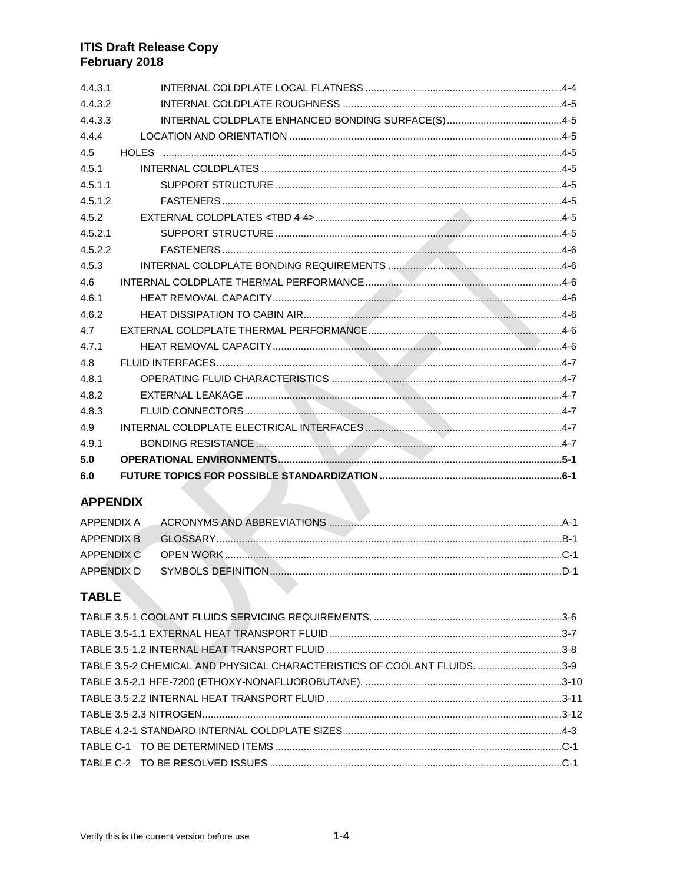4.4.3.1 INTERNAL COLDPLATE LOCAL FLATNESS .....4-4
4.4.3.2 INTERNAL COLDPLATE ROUGHNESS .....4-5
4.4.3.3 INTERNAL COLDPLATE ENHANCED BONDING SURFACE(S) .....4-5
4.4.4 LOCATION AND ORIENTATION .....4-5
4.5 HOLES .....4-5
4.5.1 INTERNAL COLDPLATES .....4-5
4.5.1.1 SUPPORT STRUCTURE .....4-5
4.5.1.2 FASTENERS .....4-5
4.5.2 EXTERNAL COLDPLATES <TBD 4-4> .....4-5
4.5.2.1 SUPPORT STRUCTURE .....4-5
4.5.2.2 FASTENERS .....4-6
4.5.3 INTERNAL COLDPLATE BONDING REQUIREMENTS .....4-6
4.6 INTERNAL COLDPLATE THERMAL PERFORMANCE .....4-6
4.6.1 HEAT REMOVAL CAPACITY .....4-6
4.6.2 HEAT DISSIPATION TO CABIN AIR .....4-6
4.7 EXTERNAL COLDPLATE THERMAL PERFORMANCE .....4-6
4.7.1 HEAT REMOVAL CAPACITY .....4-6
4.8 FLUID INTERFACES .....4-7
4.8.1 OPERATING FLUID CHARACTERISTICS .....4-7
4.8.2 EXTERNAL LEAKAGE .....4-7
4.8.3 FLUID CONNECTORS .....4-7
4.9 INTERNAL COLDPLATE ELECTRICAL INTERFACES .....4-7
4.9.1 BONDING RESISTANCE .....4-7
**5.0 OPERATIONAL ENVIRONMENTS .....5-1**
**6.0 FUTURE TOPICS FOR POSSIBLE STANDARDIZATION .....6-1**

## APPENDIX

APPENDIX A ACRONYMS AND ABBREVIATIONS .....A-1
APPENDIX B GLOSSARY .....B-1
APPENDIX C OPEN WORK .....C-1
APPENDIX D SYMBOLS DEFINITION .....D-1

## TABLE

TABLE 3.5-1 COOLANT FLUIDS SERVICING REQUIREMENTS. .....3-6
TABLE 3.5-1.1 EXTERNAL HEAT TRANSPORT FLUID .....3-7
TABLE 3.5-1.2 INTERNAL HEAT TRANSPORT FLUID .....3-8
TABLE 3.5-2 CHEMICAL AND PHYSICAL CHARACTERISTICS OF COOLANT FLUIDS. .....3-9
TABLE 3.5-2.1 HFE-7200 (ETHOXY-NONAFLUOROBUTANE). .....3-10
TABLE 3.5-2.2 INTERNAL HEAT TRANSPORT FLUID .....3-11
TABLE 3.5-2.3 NITROGEN .....3-12
TABLE 4.2-1 STANDARD INTERNAL COLDPLATE SIZES .....4-3
TABLE C-1 TO BE DETERMINED ITEMS .....C-1
TABLE C-2 TO BE RESOLVED ISSUES .....C-1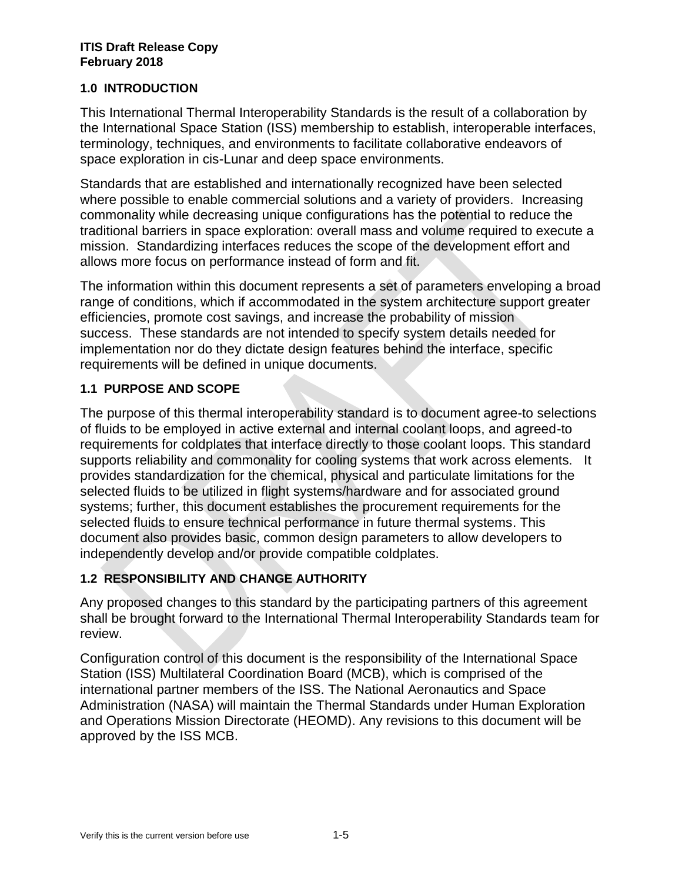## 1.0 INTRODUCTION

This International Thermal Interoperability Standards is the result of a collaboration by the International Space Station (ISS) membership to establish, interoperable interfaces, terminology, techniques, and environments to facilitate collaborative endeavors of space exploration in cis-Lunar and deep space environments.

Standards that are established and internationally recognized have been selected where possible to enable commercial solutions and a variety of providers. Increasing commonality while decreasing unique configurations has the potential to reduce the traditional barriers in space exploration: overall mass and volume required to execute a mission. Standardizing interfaces reduces the scope of the development effort and allows more focus on performance instead of form and fit.

The information within this document represents a set of parameters enveloping a broad range of conditions, which if accommodated in the system architecture support greater efficiencies, promote cost savings, and increase the probability of mission success. These standards are not intended to specify system details needed for implementation nor do they dictate design features behind the interface, specific requirements will be defined in unique documents.

### 1.1 PURPOSE AND SCOPE

The purpose of this thermal interoperability standard is to document agree-to selections of fluids to be employed in active external and internal coolant loops, and agreed-to requirements for coldplates that interface directly to those coolant loops. This standard supports reliability and commonality for cooling systems that work across elements. It provides standardization for the chemical, physical and particulate limitations for the selected fluids to be utilized in flight systems/hardware and for associated ground systems; further, this document establishes the procurement requirements for the selected fluids to ensure technical performance in future thermal systems. This document also provides basic, common design parameters to allow developers to independently develop and/or provide compatible coldplates.

### 1.2 RESPONSIBILITY AND CHANGE AUTHORITY

Any proposed changes to this standard by the participating partners of this agreement shall be brought forward to the International Thermal Interoperability Standards team for review.

Configuration control of this document is the responsibility of the International Space Station (ISS) Multilateral Coordination Board (MCB), which is comprised of the international partner members of the ISS. The National Aeronautics and Space Administration (NASA) will maintain the Thermal Standards under Human Exploration and Operations Mission Directorate (HEOMD). Any revisions to this document will be approved by the ISS MCB.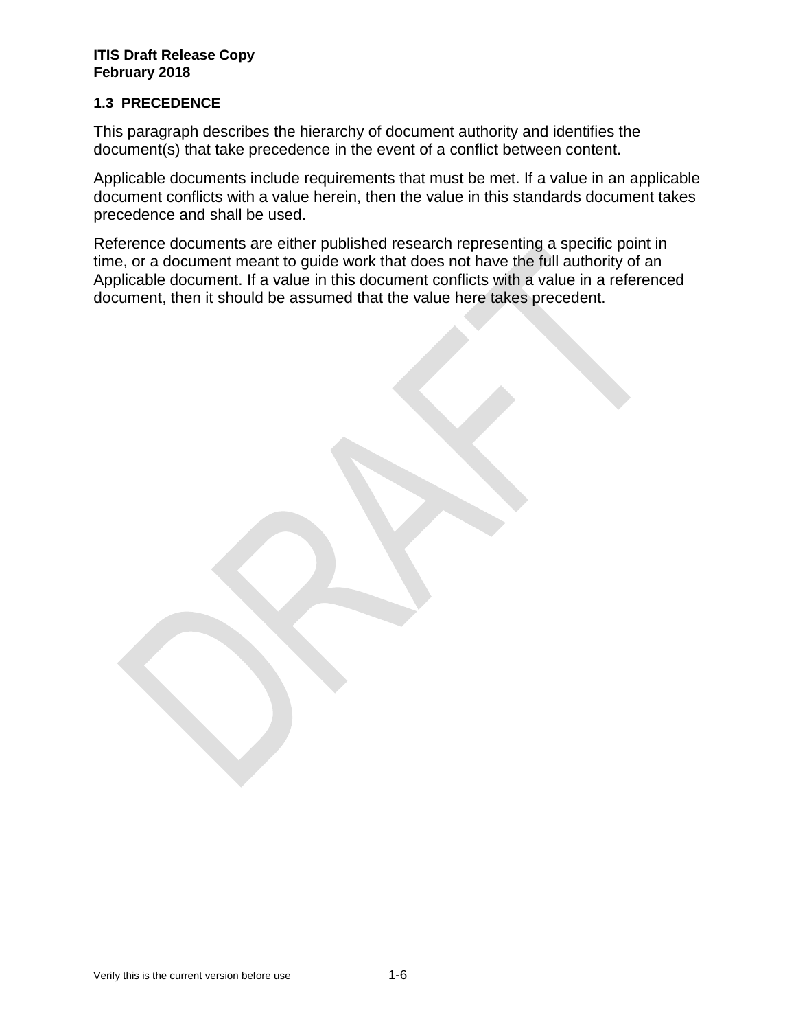### 1.3 PRECEDENCE

This paragraph describes the hierarchy of document authority and identifies the document(s) that take precedence in the event of a conflict between content.

Applicable documents include requirements that must be met. If a value in an applicable document conflicts with a value herein, then the value in this standards document takes precedence and shall be used.

Reference documents are either published research representing a specific point in time, or a document meant to guide work that does not have the full authority of an Applicable document. If a value in this document conflicts with a value in a referenced document, then it should be assumed that the value here takes precedent.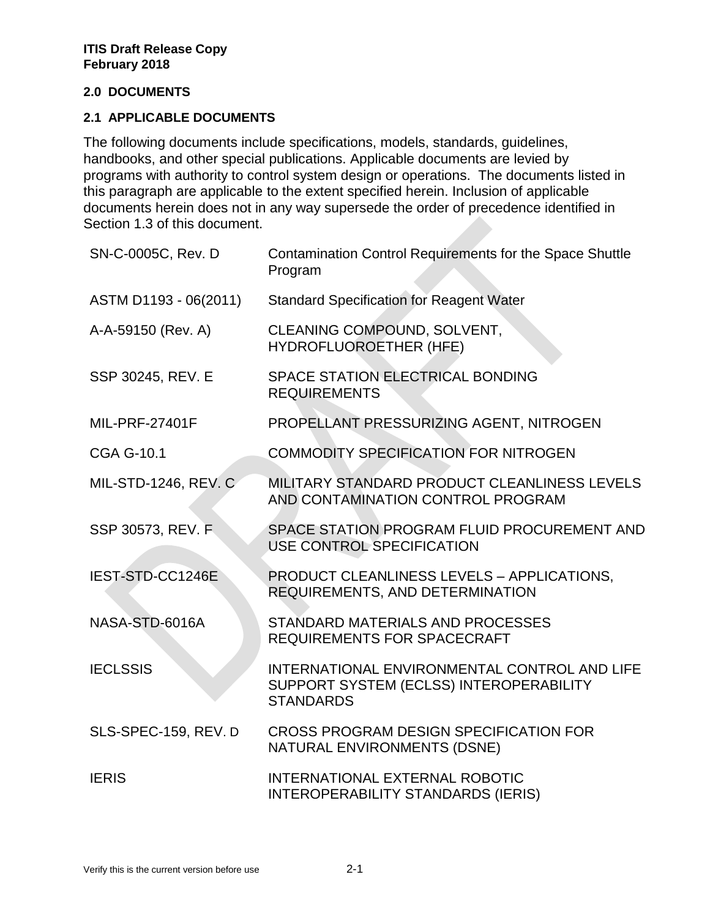## 2.0 DOCUMENTS

### 2.1 APPLICABLE DOCUMENTS

The following documents include specifications, models, standards, guidelines, handbooks, and other special publications. Applicable documents are levied by programs with authority to control system design or operations. The documents listed in this paragraph are applicable to the extent specified herein. Inclusion of applicable documents herein does not in any way supersede the order of precedence identified in Section 1.3 of this document.

| | |
|---|---|
| SN-C-0005C, Rev. D | Contamination Control Requirements for the Space Shuttle Program |
| ASTM D1193 - 06(2011) | Standard Specification for Reagent Water |
| A-A-59150 (Rev. A) | CLEANING COMPOUND, SOLVENT, HYDROFLUOROETHER (HFE) |
| SSP 30245, REV. E | SPACE STATION ELECTRICAL BONDING REQUIREMENTS |
| MIL-PRF-27401F | PROPELLANT PRESSURIZING AGENT, NITROGEN |
| CGA G-10.1 | COMMODITY SPECIFICATION FOR NITROGEN |
| MIL-STD-1246, REV. C | MILITARY STANDARD PRODUCT CLEANLINESS LEVELS AND CONTAMINATION CONTROL PROGRAM |
| SSP 30573, REV. F | SPACE STATION PROGRAM FLUID PROCUREMENT AND USE CONTROL SPECIFICATION |
| IEST-STD-CC1246E | PRODUCT CLEANLINESS LEVELS – APPLICATIONS, REQUIREMENTS, AND DETERMINATION |
| NASA-STD-6016A | STANDARD MATERIALS AND PROCESSES REQUIREMENTS FOR SPACECRAFT |
| IECLSSIS | INTERNATIONAL ENVIRONMENTAL CONTROL AND LIFE SUPPORT SYSTEM (ECLSS) INTEROPERABILITY STANDARDS |
| SLS-SPEC-159, REV. D | CROSS PROGRAM DESIGN SPECIFICATION FOR NATURAL ENVIRONMENTS (DSNE) |
| IERIS | INTERNATIONAL EXTERNAL ROBOTIC INTEROPERABILITY STANDARDS (IERIS) |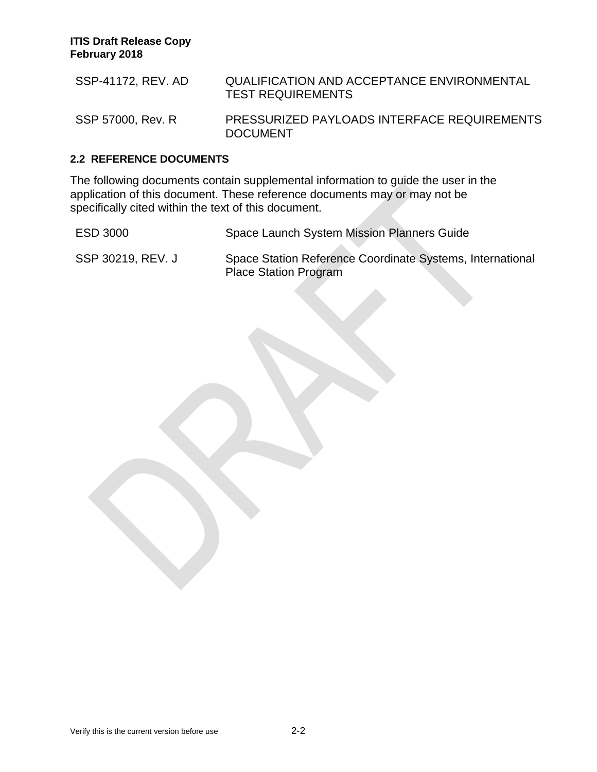| | |
|---|---|
| SSP-41172, REV. AD | QUALIFICATION AND ACCEPTANCE ENVIRONMENTAL TEST REQUIREMENTS |
| SSP 57000, Rev. R | PRESSURIZED PAYLOADS INTERFACE REQUIREMENTS DOCUMENT |

### 2.2 REFERENCE DOCUMENTS

The following documents contain supplemental information to guide the user in the application of this document. These reference documents may or may not be specifically cited within the text of this document.

| | |
|---|---|
| ESD 3000 | Space Launch System Mission Planners Guide |
| SSP 30219, REV. J | Space Station Reference Coordinate Systems, International Place Station Program |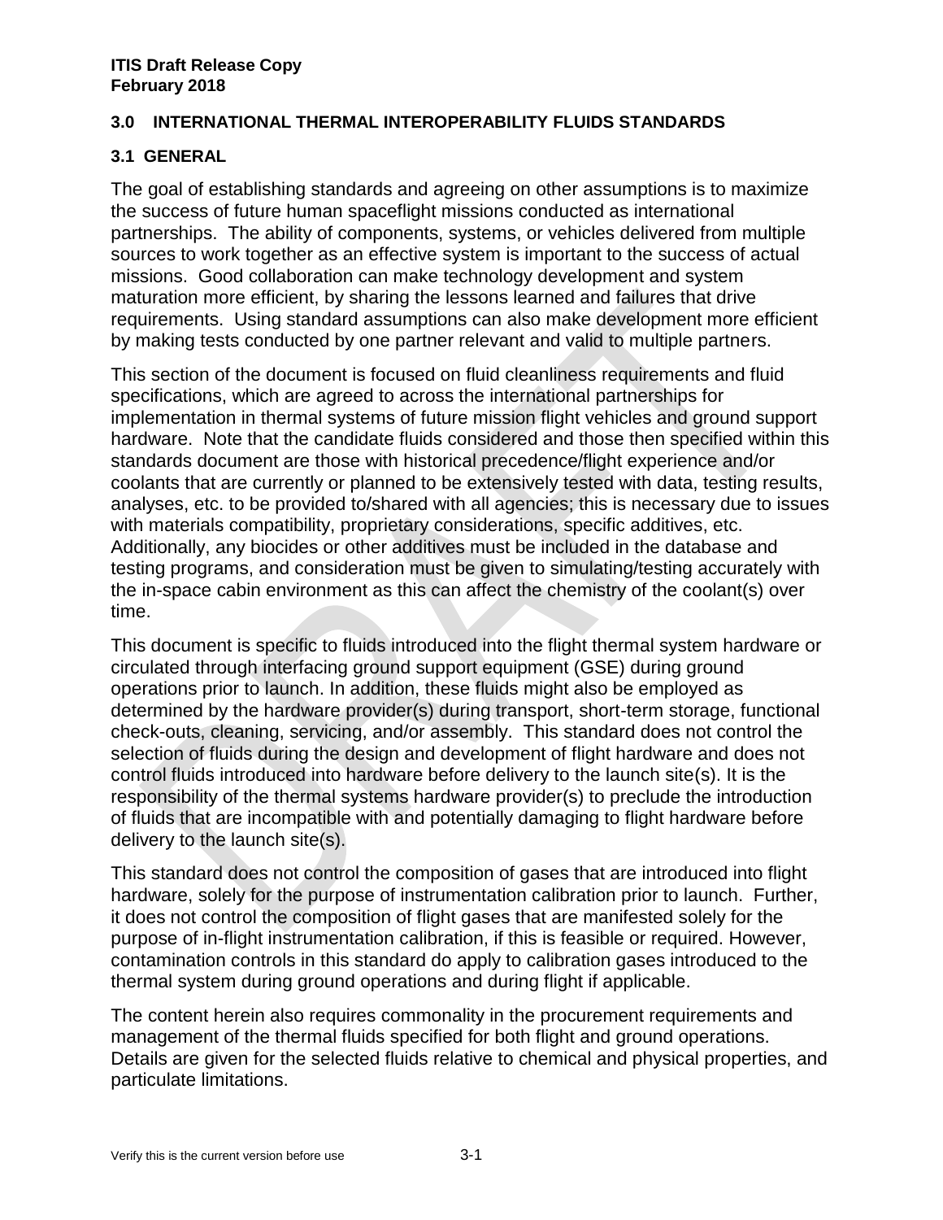## 3.0 INTERNATIONAL THERMAL INTEROPERABILITY FLUIDS STANDARDS

### 3.1 GENERAL

The goal of establishing standards and agreeing on other assumptions is to maximize the success of future human spaceflight missions conducted as international partnerships. The ability of components, systems, or vehicles delivered from multiple sources to work together as an effective system is important to the success of actual missions. Good collaboration can make technology development and system maturation more efficient, by sharing the lessons learned and failures that drive requirements. Using standard assumptions can also make development more efficient by making tests conducted by one partner relevant and valid to multiple partners.

This section of the document is focused on fluid cleanliness requirements and fluid specifications, which are agreed to across the international partnerships for implementation in thermal systems of future mission flight vehicles and ground support hardware. Note that the candidate fluids considered and those then specified within this standards document are those with historical precedence/flight experience and/or coolants that are currently or planned to be extensively tested with data, testing results, analyses, etc. to be provided to/shared with all agencies; this is necessary due to issues with materials compatibility, proprietary considerations, specific additives, etc. Additionally, any biocides or other additives must be included in the database and testing programs, and consideration must be given to simulating/testing accurately with the in-space cabin environment as this can affect the chemistry of the coolant(s) over time.

This document is specific to fluids introduced into the flight thermal system hardware or circulated through interfacing ground support equipment (GSE) during ground operations prior to launch. In addition, these fluids might also be employed as determined by the hardware provider(s) during transport, short-term storage, functional check-outs, cleaning, servicing, and/or assembly. This standard does not control the selection of fluids during the design and development of flight hardware and does not control fluids introduced into hardware before delivery to the launch site(s). It is the responsibility of the thermal systems hardware provider(s) to preclude the introduction of fluids that are incompatible with and potentially damaging to flight hardware before delivery to the launch site(s).

This standard does not control the composition of gases that are introduced into flight hardware, solely for the purpose of instrumentation calibration prior to launch. Further, it does not control the composition of flight gases that are manifested solely for the purpose of in-flight instrumentation calibration, if this is feasible or required. However, contamination controls in this standard do apply to calibration gases introduced to the thermal system during ground operations and during flight if applicable.

The content herein also requires commonality in the procurement requirements and management of the thermal fluids specified for both flight and ground operations. Details are given for the selected fluids relative to chemical and physical properties, and particulate limitations.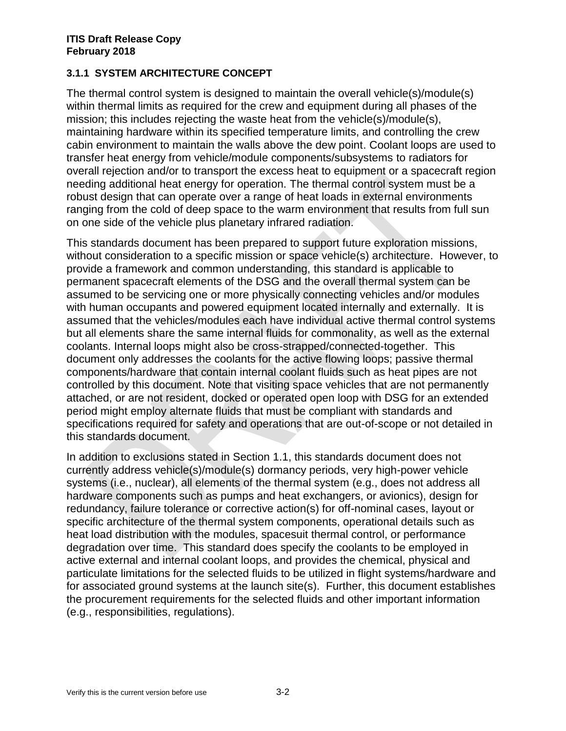### 3.1.1 SYSTEM ARCHITECTURE CONCEPT

The thermal control system is designed to maintain the overall vehicle(s)/module(s) within thermal limits as required for the crew and equipment during all phases of the mission; this includes rejecting the waste heat from the vehicle(s)/module(s), maintaining hardware within its specified temperature limits, and controlling the crew cabin environment to maintain the walls above the dew point. Coolant loops are used to transfer heat energy from vehicle/module components/subsystems to radiators for overall rejection and/or to transport the excess heat to equipment or a spacecraft region needing additional heat energy for operation. The thermal control system must be a robust design that can operate over a range of heat loads in external environments ranging from the cold of deep space to the warm environment that results from full sun on one side of the vehicle plus planetary infrared radiation.

This standards document has been prepared to support future exploration missions, without consideration to a specific mission or space vehicle(s) architecture. However, to provide a framework and common understanding, this standard is applicable to permanent spacecraft elements of the DSG and the overall thermal system can be assumed to be servicing one or more physically connecting vehicles and/or modules with human occupants and powered equipment located internally and externally. It is assumed that the vehicles/modules each have individual active thermal control systems but all elements share the same internal fluids for commonality, as well as the external coolants. Internal loops might also be cross-strapped/connected-together. This document only addresses the coolants for the active flowing loops; passive thermal components/hardware that contain internal coolant fluids such as heat pipes are not controlled by this document. Note that visiting space vehicles that are not permanently attached, or are not resident, docked or operated open loop with DSG for an extended period might employ alternate fluids that must be compliant with standards and specifications required for safety and operations that are out-of-scope or not detailed in this standards document.

In addition to exclusions stated in Section 1.1, this standards document does not currently address vehicle(s)/module(s) dormancy periods, very high-power vehicle systems (i.e., nuclear), all elements of the thermal system (e.g., does not address all hardware components such as pumps and heat exchangers, or avionics), design for redundancy, failure tolerance or corrective action(s) for off-nominal cases, layout or specific architecture of the thermal system components, operational details such as heat load distribution with the modules, spacesuit thermal control, or performance degradation over time. This standard does specify the coolants to be employed in active external and internal coolant loops, and provides the chemical, physical and particulate limitations for the selected fluids to be utilized in flight systems/hardware and for associated ground systems at the launch site(s). Further, this document establishes the procurement requirements for the selected fluids and other important information (e.g., responsibilities, regulations).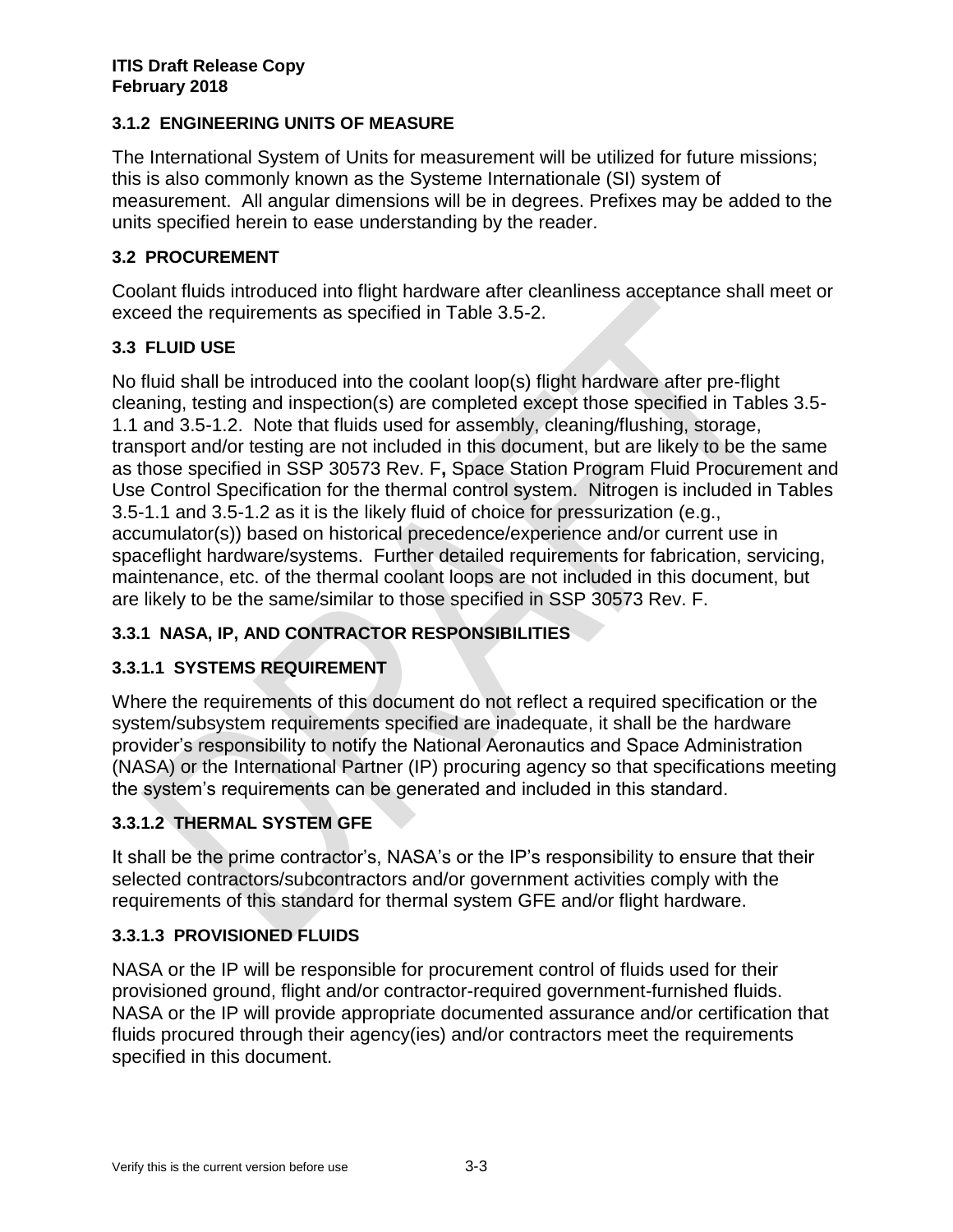### 3.1.2 ENGINEERING UNITS OF MEASURE

The International System of Units for measurement will be utilized for future missions; this is also commonly known as the Systeme Internationale (SI) system of measurement. All angular dimensions will be in degrees. Prefixes may be added to the units specified herein to ease understanding by the reader.

## 3.2 PROCUREMENT

Coolant fluids introduced into flight hardware after cleanliness acceptance shall meet or exceed the requirements as specified in Table 3.5-2.

## 3.3 FLUID USE

No fluid shall be introduced into the coolant loop(s) flight hardware after pre-flight cleaning, testing and inspection(s) are completed except those specified in Tables 3.5-1.1 and 3.5-1.2. Note that fluids used for assembly, cleaning/flushing, storage, transport and/or testing are not included in this document, but are likely to be the same as those specified in SSP 30573 Rev. F**,** Space Station Program Fluid Procurement and Use Control Specification for the thermal control system. Nitrogen is included in Tables 3.5-1.1 and 3.5-1.2 as it is the likely fluid of choice for pressurization (e.g., accumulator(s)) based on historical precedence/experience and/or current use in spaceflight hardware/systems. Further detailed requirements for fabrication, servicing, maintenance, etc. of the thermal coolant loops are not included in this document, but are likely to be the same/similar to those specified in SSP 30573 Rev. F.

### 3.3.1 NASA, IP, AND CONTRACTOR RESPONSIBILITIES

#### 3.3.1.1 SYSTEMS REQUIREMENT

Where the requirements of this document do not reflect a required specification or the system/subsystem requirements specified are inadequate, it shall be the hardware provider's responsibility to notify the National Aeronautics and Space Administration (NASA) or the International Partner (IP) procuring agency so that specifications meeting the system's requirements can be generated and included in this standard.

#### 3.3.1.2 THERMAL SYSTEM GFE

It shall be the prime contractor's, NASA's or the IP's responsibility to ensure that their selected contractors/subcontractors and/or government activities comply with the requirements of this standard for thermal system GFE and/or flight hardware.

#### 3.3.1.3 PROVISIONED FLUIDS

NASA or the IP will be responsible for procurement control of fluids used for their provisioned ground, flight and/or contractor-required government-furnished fluids. NASA or the IP will provide appropriate documented assurance and/or certification that fluids procured through their agency(ies) and/or contractors meet the requirements specified in this document.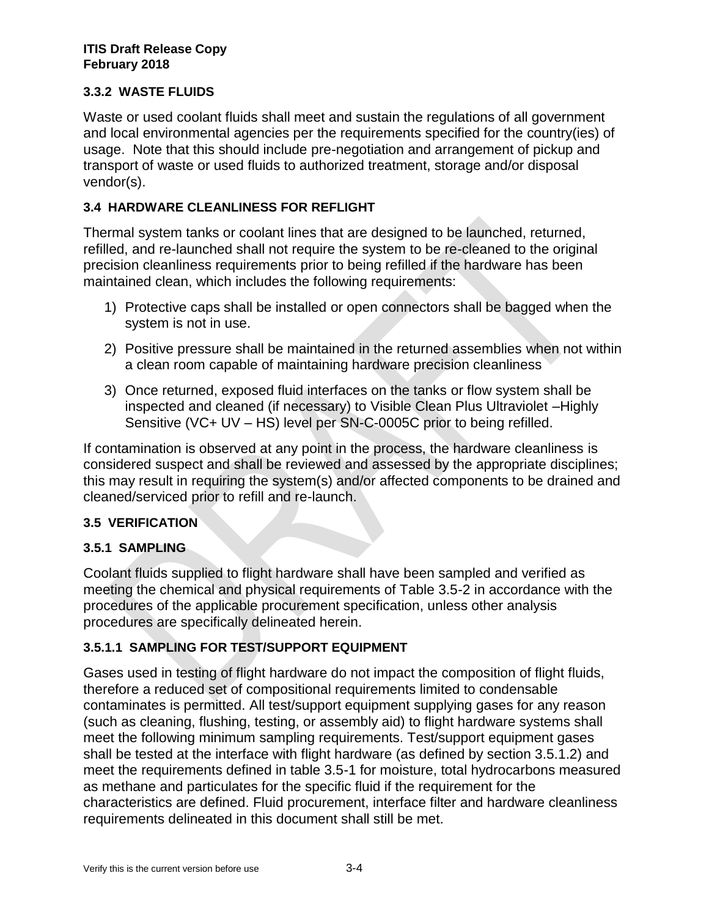### 3.3.2 WASTE FLUIDS

Waste or used coolant fluids shall meet and sustain the regulations of all government and local environmental agencies per the requirements specified for the country(ies) of usage. Note that this should include pre-negotiation and arrangement of pickup and transport of waste or used fluids to authorized treatment, storage and/or disposal vendor(s).

## 3.4 HARDWARE CLEANLINESS FOR REFLIGHT

Thermal system tanks or coolant lines that are designed to be launched, returned, refilled, and re-launched shall not require the system to be re-cleaned to the original precision cleanliness requirements prior to being refilled if the hardware has been maintained clean, which includes the following requirements:

1) Protective caps shall be installed or open connectors shall be bagged when the system is not in use.
2) Positive pressure shall be maintained in the returned assemblies when not within a clean room capable of maintaining hardware precision cleanliness
3) Once returned, exposed fluid interfaces on the tanks or flow system shall be inspected and cleaned (if necessary) to Visible Clean Plus Ultraviolet –Highly Sensitive (VC+ UV – HS) level per SN-C-0005C prior to being refilled.

If contamination is observed at any point in the process, the hardware cleanliness is considered suspect and shall be reviewed and assessed by the appropriate disciplines; this may result in requiring the system(s) and/or affected components to be drained and cleaned/serviced prior to refill and re-launch.

## 3.5 VERIFICATION

### 3.5.1 SAMPLING

Coolant fluids supplied to flight hardware shall have been sampled and verified as meeting the chemical and physical requirements of Table 3.5-2 in accordance with the procedures of the applicable procurement specification, unless other analysis procedures are specifically delineated herein.

#### 3.5.1.1 SAMPLING FOR TEST/SUPPORT EQUIPMENT

Gases used in testing of flight hardware do not impact the composition of flight fluids, therefore a reduced set of compositional requirements limited to condensable contaminates is permitted. All test/support equipment supplying gases for any reason (such as cleaning, flushing, testing, or assembly aid) to flight hardware systems shall meet the following minimum sampling requirements. Test/support equipment gases shall be tested at the interface with flight hardware (as defined by section 3.5.1.2) and meet the requirements defined in table 3.5-1 for moisture, total hydrocarbons measured as methane and particulates for the specific fluid if the requirement for the characteristics are defined. Fluid procurement, interface filter and hardware cleanliness requirements delineated in this document shall still be met.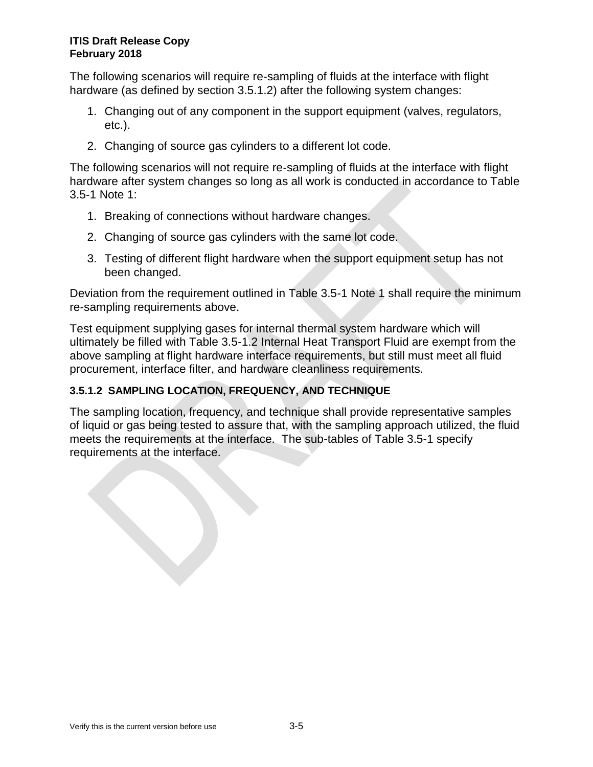The following scenarios will require re-sampling of fluids at the interface with flight hardware (as defined by section 3.5.1.2) after the following system changes:

1. Changing out of any component in the support equipment (valves, regulators, etc.).
2. Changing of source gas cylinders to a different lot code.

The following scenarios will not require re-sampling of fluids at the interface with flight hardware after system changes so long as all work is conducted in accordance to Table 3.5-1 Note 1:

1. Breaking of connections without hardware changes.
2. Changing of source gas cylinders with the same lot code.
3. Testing of different flight hardware when the support equipment setup has not been changed.

Deviation from the requirement outlined in Table 3.5-1 Note 1 shall require the minimum re-sampling requirements above.

Test equipment supplying gases for internal thermal system hardware which will ultimately be filled with Table 3.5-1.2 Internal Heat Transport Fluid are exempt from the above sampling at flight hardware interface requirements, but still must meet all fluid procurement, interface filter, and hardware cleanliness requirements.

### 3.5.1.2 SAMPLING LOCATION, FREQUENCY, AND TECHNIQUE

The sampling location, frequency, and technique shall provide representative samples of liquid or gas being tested to assure that, with the sampling approach utilized, the fluid meets the requirements at the interface. The sub-tables of Table 3.5-1 specify requirements at the interface.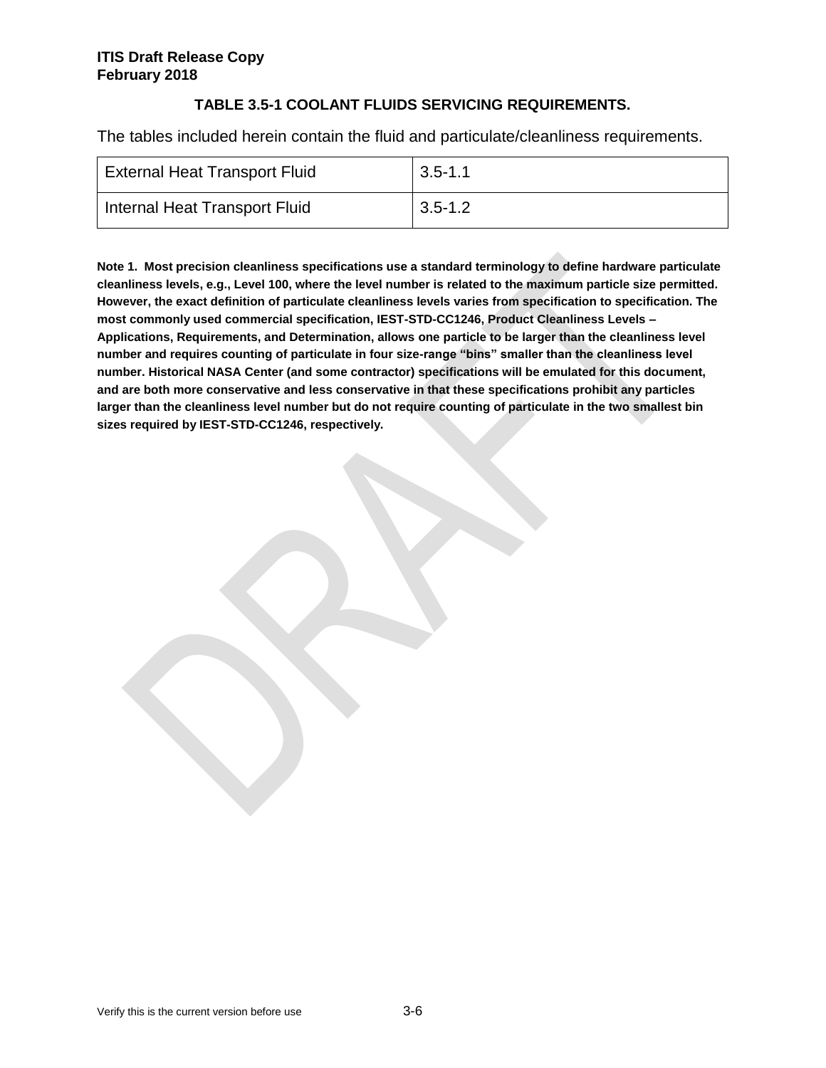### TABLE 3.5-1 COOLANT FLUIDS SERVICING REQUIREMENTS.

The tables included herein contain the fluid and particulate/cleanliness requirements.

| | |
|---|---|
| External Heat Transport Fluid | 3.5-1.1 |
| Internal Heat Transport Fluid | 3.5-1.2 |

**Note 1. Most precision cleanliness specifications use a standard terminology to define hardware particulate cleanliness levels, e.g., Level 100, where the level number is related to the maximum particle size permitted. However, the exact definition of particulate cleanliness levels varies from specification to specification. The most commonly used commercial specification, IEST-STD-CC1246, Product Cleanliness Levels – Applications, Requirements, and Determination, allows one particle to be larger than the cleanliness level number and requires counting of particulate in four size-range "bins" smaller than the cleanliness level number. Historical NASA Center (and some contractor) specifications will be emulated for this document, and are both more conservative and less conservative in that these specifications prohibit any particles larger than the cleanliness level number but do not require counting of particulate in the two smallest bin sizes required by IEST-STD-CC1246, respectively.**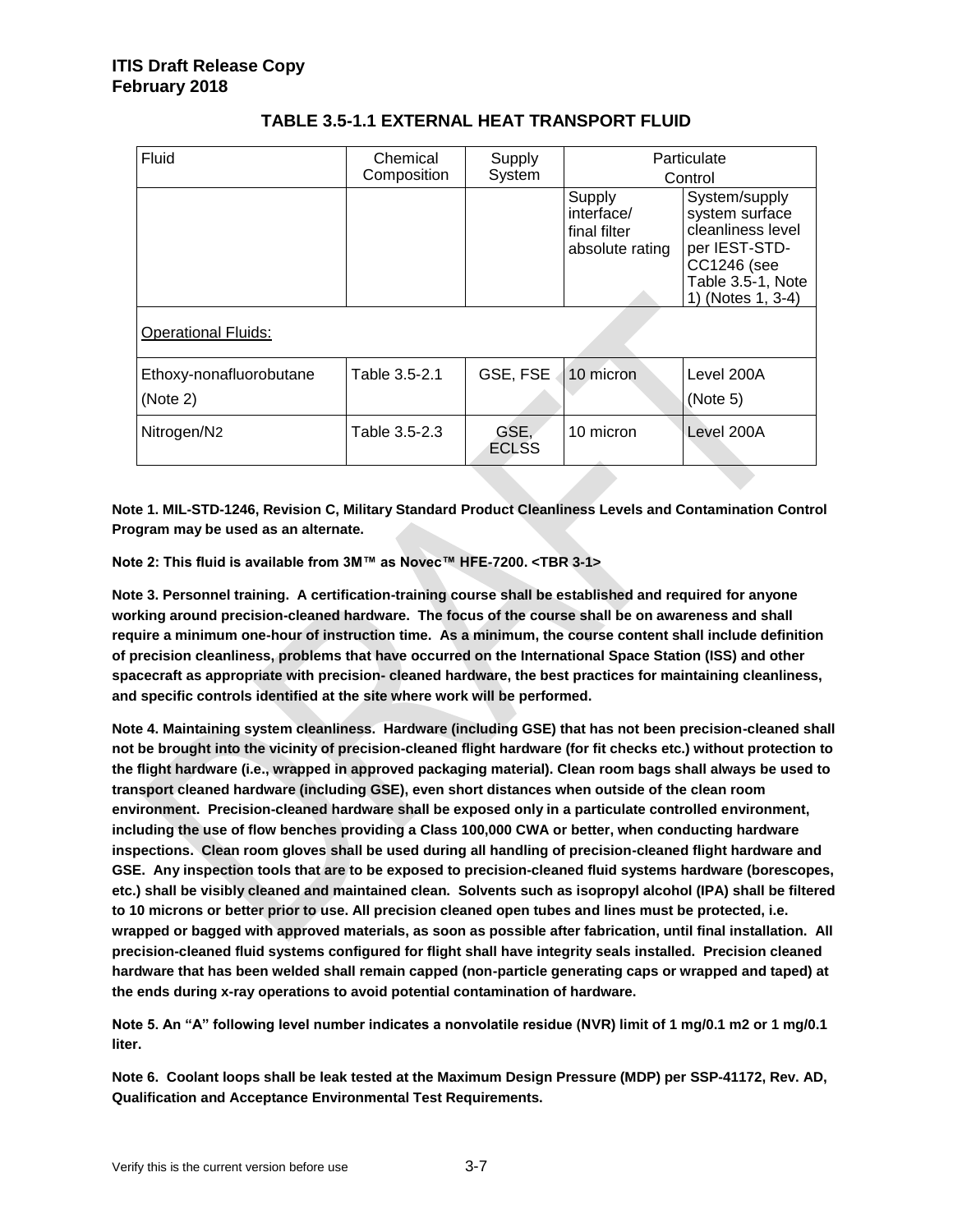## TABLE 3.5-1.1 EXTERNAL HEAT TRANSPORT FLUID

| Fluid | Chemical Composition | Supply System | Particulate Control | |
|---|---|---|---|---|
| | | | Supply interface/ final filter absolute rating | System/supply system surface cleanliness level per IEST-STD-CC1246 (see Table 3.5-1, Note 1) (Notes 1, 3-4) |
| Operational Fluids: | | | | |
| Ethoxy-nonafluorobutane (Note 2) | Table 3.5-2.1 | GSE, FSE | 10 micron | Level 200A (Note 5) |
| Nitrogen/$N_2$ | Table 3.5-2.3 | GSE, ECLSS | 10 micron | Level 200A |

**Note 1. MIL-STD-1246, Revision C, Military Standard Product Cleanliness Levels and Contamination Control Program may be used as an alternate.**

**Note 2: This fluid is available from 3M™ as Novec™ HFE-7200. <TBR 3-1>**

**Note 3. Personnel training. A certification-training course shall be established and required for anyone working around precision-cleaned hardware. The focus of the course shall be on awareness and shall require a minimum one-hour of instruction time. As a minimum, the course content shall include definition of precision cleanliness, problems that have occurred on the International Space Station (ISS) and other spacecraft as appropriate with precision- cleaned hardware, the best practices for maintaining cleanliness, and specific controls identified at the site where work will be performed.**

**Note 4. Maintaining system cleanliness. Hardware (including GSE) that has not been precision-cleaned shall not be brought into the vicinity of precision-cleaned flight hardware (for fit checks etc.) without protection to the flight hardware (i.e., wrapped in approved packaging material). Clean room bags shall always be used to transport cleaned hardware (including GSE), even short distances when outside of the clean room environment. Precision-cleaned hardware shall be exposed only in a particulate controlled environment, including the use of flow benches providing a Class 100,000 CWA or better, when conducting hardware inspections. Clean room gloves shall be used during all handling of precision-cleaned flight hardware and GSE. Any inspection tools that are to be exposed to precision-cleaned fluid systems hardware (borescopes, etc.) shall be visibly cleaned and maintained clean. Solvents such as isopropyl alcohol (IPA) shall be filtered to 10 microns or better prior to use. All precision cleaned open tubes and lines must be protected, i.e. wrapped or bagged with approved materials, as soon as possible after fabrication, until final installation. All precision-cleaned fluid systems configured for flight shall have integrity seals installed. Precision cleaned hardware that has been welded shall remain capped (non-particle generating caps or wrapped and taped) at the ends during x-ray operations to avoid potential contamination of hardware.**

**Note 5. An "A" following level number indicates a nonvolatile residue (NVR) limit of 1 mg/0.1 $m^2$ or 1 mg/0.1 liter.**

**Note 6. Coolant loops shall be leak tested at the Maximum Design Pressure (MDP) per SSP-41172, Rev. AD, Qualification and Acceptance Environmental Test Requirements.**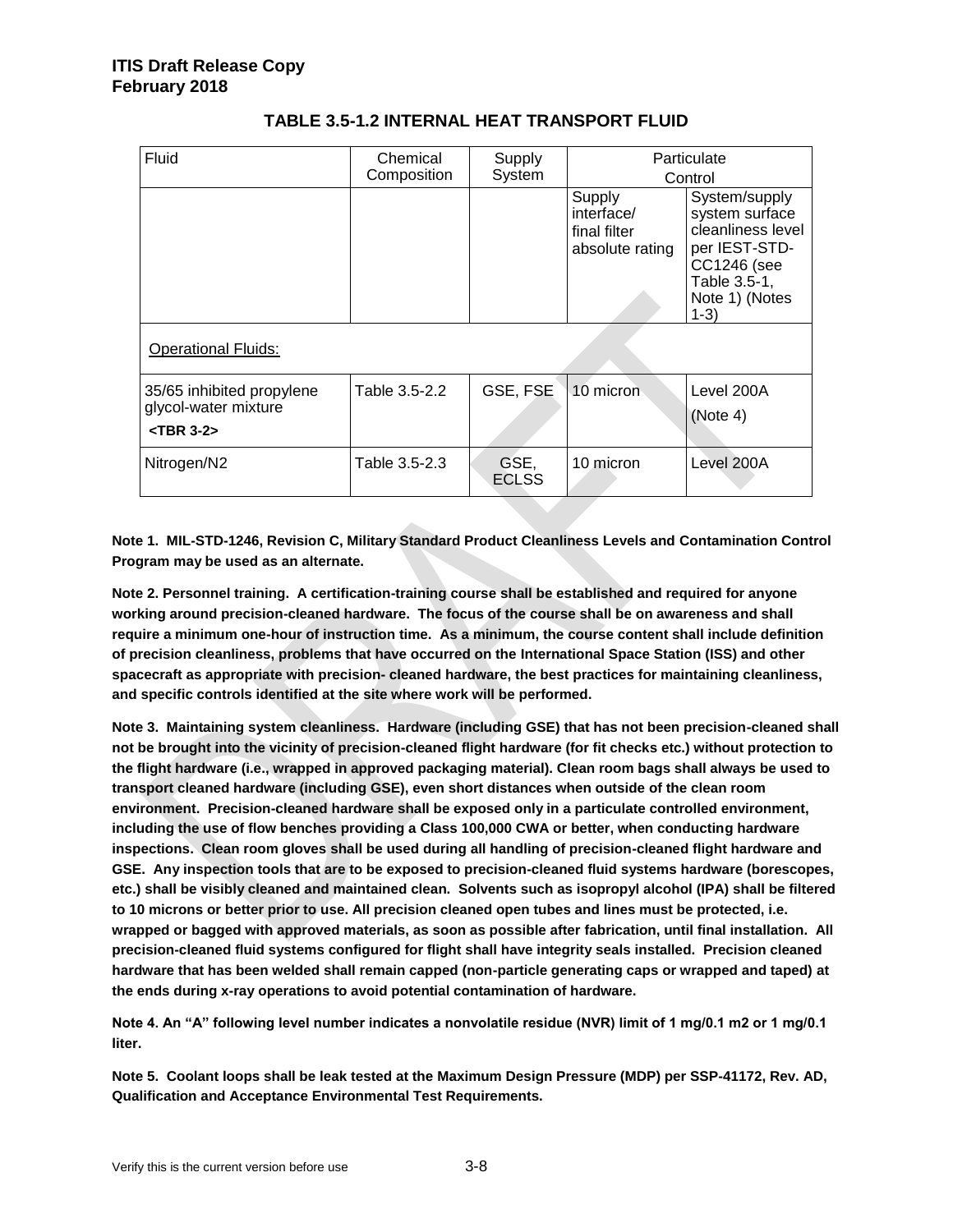**ITIS Draft Release Copy**
**February 2018**

### TABLE 3.5-1.2 INTERNAL HEAT TRANSPORT FLUID

| Fluid | Chemical Composition | Supply System | Particulate Control | |
|---|---|---|---|---|
| | | | Supply interface/ final filter absolute rating | System/supply system surface cleanliness level per IEST-STD-CC1246 (see Table 3.5-1, Note 1) (Notes 1-3) |
| Operational Fluids: | | | | |
| 35/65 inhibited propylene glycol-water mixture <TBR 3-2> | Table 3.5-2.2 | GSE, FSE | 10 micron | Level 200A (Note 4) |
| Nitrogen/N2 | Table 3.5-2.3 | GSE, ECLSS | 10 micron | Level 200A |

**Note 1. MIL-STD-1246, Revision C, Military Standard Product Cleanliness Levels and Contamination Control Program may be used as an alternate.**

**Note 2. Personnel training. A certification-training course shall be established and required for anyone working around precision-cleaned hardware. The focus of the course shall be on awareness and shall require a minimum one-hour of instruction time. As a minimum, the course content shall include definition of precision cleanliness, problems that have occurred on the International Space Station (ISS) and other spacecraft as appropriate with precision- cleaned hardware, the best practices for maintaining cleanliness, and specific controls identified at the site where work will be performed.**

**Note 3. Maintaining system cleanliness. Hardware (including GSE) that has not been precision-cleaned shall not be brought into the vicinity of precision-cleaned flight hardware (for fit checks etc.) without protection to the flight hardware (i.e., wrapped in approved packaging material). Clean room bags shall always be used to transport cleaned hardware (including GSE), even short distances when outside of the clean room environment. Precision-cleaned hardware shall be exposed only in a particulate controlled environment, including the use of flow benches providing a Class 100,000 CWA or better, when conducting hardware inspections. Clean room gloves shall be used during all handling of precision-cleaned flight hardware and GSE. Any inspection tools that are to be exposed to precision-cleaned fluid systems hardware (borescopes, etc.) shall be visibly cleaned and maintained clean. Solvents such as isopropyl alcohol (IPA) shall be filtered to 10 microns or better prior to use. All precision cleaned open tubes and lines must be protected, i.e. wrapped or bagged with approved materials, as soon as possible after fabrication, until final installation. All precision-cleaned fluid systems configured for flight shall have integrity seals installed. Precision cleaned hardware that has been welded shall remain capped (non-particle generating caps or wrapped and taped) at the ends during x-ray operations to avoid potential contamination of hardware.**

**Note 4. An "A" following level number indicates a nonvolatile residue (NVR) limit of 1 mg/0.1 m2 or 1 mg/0.1 liter.**

**Note 5. Coolant loops shall be leak tested at the Maximum Design Pressure (MDP) per SSP-41172, Rev. AD, Qualification and Acceptance Environmental Test Requirements.**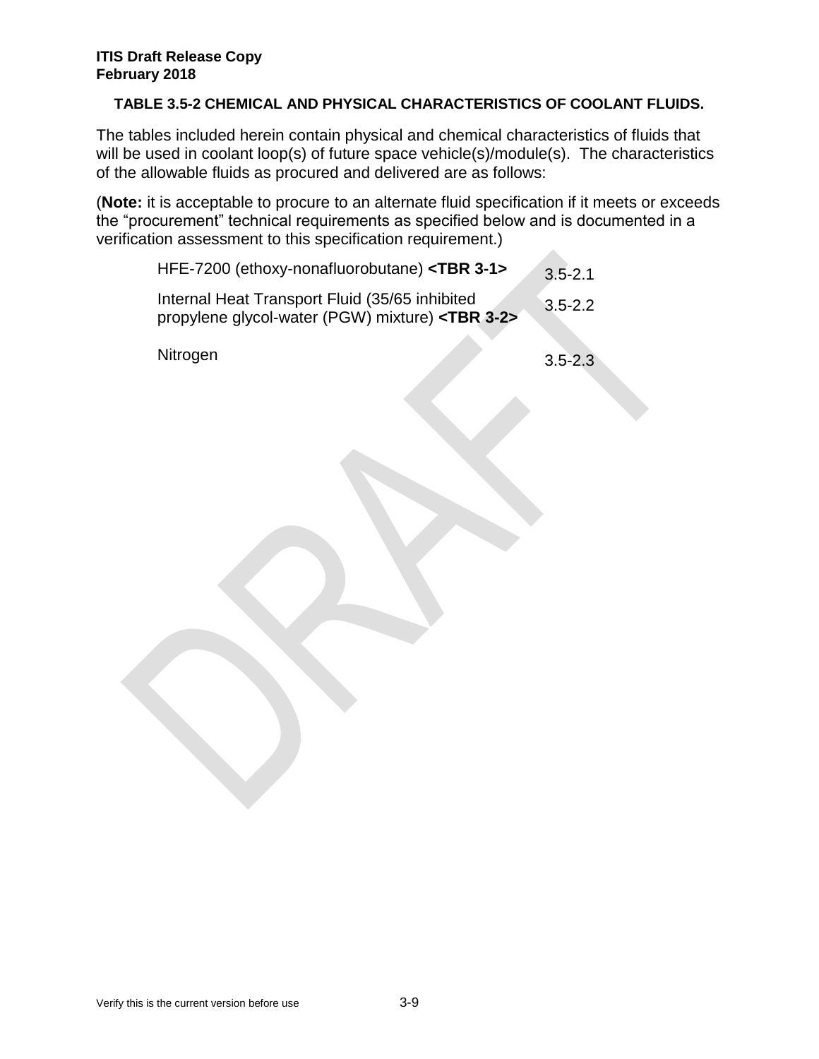**TABLE 3.5-2 CHEMICAL AND PHYSICAL CHARACTERISTICS OF COOLANT FLUIDS.**

The tables included herein contain physical and chemical characteristics of fluids that will be used in coolant loop(s) of future space vehicle(s)/module(s). The characteristics of the allowable fluids as procured and delivered are as follows:

(**Note:** it is acceptable to procure to an alternate fluid specification if it meets or exceeds the "procurement" technical requirements as specified below and is documented in a verification assessment to this specification requirement.)

| | |
|---|---|
| HFE-7200 (ethoxy-nonafluorobutane) **<TBR 3-1>** | 3.5-2.1 |
| Internal Heat Transport Fluid (35/65 inhibited propylene glycol-water (PGW) mixture) **<TBR 3-2>** | 3.5-2.2 |
| Nitrogen | 3.5-2.3 |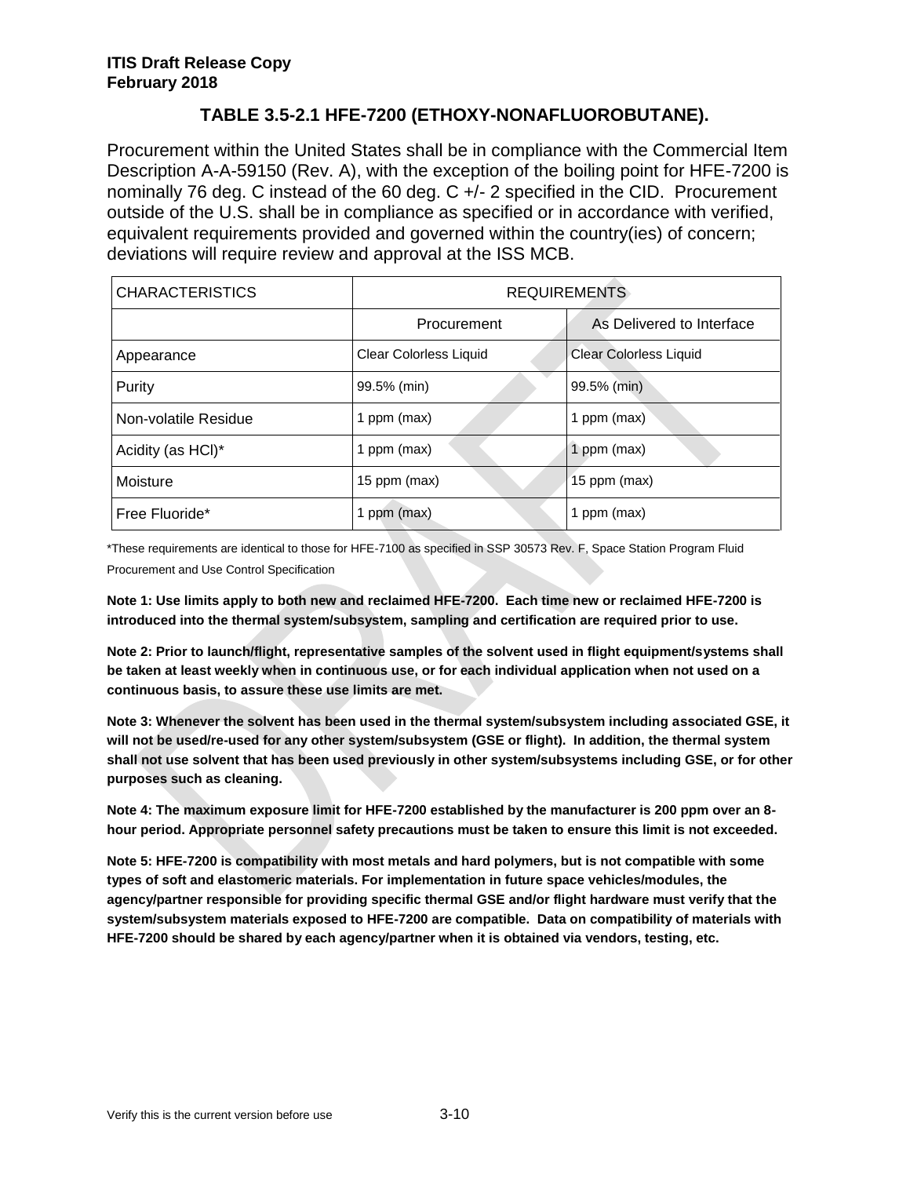**ITIS Draft Release Copy**
**February 2018**

## TABLE 3.5-2.1 HFE-7200 (ETHOXY-NONAFLUOROBUTANE).

Procurement within the United States shall be in compliance with the Commercial Item Description A-A-59150 (Rev. A), with the exception of the boiling point for HFE-7200 is nominally 76 deg. C instead of the 60 deg. C +/- 2 specified in the CID. Procurement outside of the U.S. shall be in compliance as specified or in accordance with verified, equivalent requirements provided and governed within the country(ies) of concern; deviations will require review and approval at the ISS MCB.

| CHARACTERISTICS | REQUIREMENTS | |
|---|---|---|
| | Procurement | As Delivered to Interface |
| Appearance | Clear Colorless Liquid | Clear Colorless Liquid |
| Purity | 99.5% (min) | 99.5% (min) |
| Non-volatile Residue | 1 ppm (max) | 1 ppm (max) |
| Acidity (as HCl)* | 1 ppm (max) | 1 ppm (max) |
| Moisture | 15 ppm (max) | 15 ppm (max) |
| Free Fluoride* | 1 ppm (max) | 1 ppm (max) |

*These requirements are identical to those for HFE-7100 as specified in SSP 30573 Rev. F, Space Station Program Fluid Procurement and Use Control Specification

**Note 1: Use limits apply to both new and reclaimed HFE-7200. Each time new or reclaimed HFE-7200 is introduced into the thermal system/subsystem, sampling and certification are required prior to use.**

**Note 2: Prior to launch/flight, representative samples of the solvent used in flight equipment/systems shall be taken at least weekly when in continuous use, or for each individual application when not used on a continuous basis, to assure these use limits are met.**

**Note 3: Whenever the solvent has been used in the thermal system/subsystem including associated GSE, it will not be used/re-used for any other system/subsystem (GSE or flight). In addition, the thermal system shall not use solvent that has been used previously in other system/subsystems including GSE, or for other purposes such as cleaning.**

**Note 4: The maximum exposure limit for HFE-7200 established by the manufacturer is 200 ppm over an 8-hour period. Appropriate personnel safety precautions must be taken to ensure this limit is not exceeded.**

**Note 5: HFE-7200 is compatibility with most metals and hard polymers, but is not compatible with some types of soft and elastomeric materials. For implementation in future space vehicles/modules, the agency/partner responsible for providing specific thermal GSE and/or flight hardware must verify that the system/subsystem materials exposed to HFE-7200 are compatible. Data on compatibility of materials with HFE-7200 should be shared by each agency/partner when it is obtained via vendors, testing, etc.**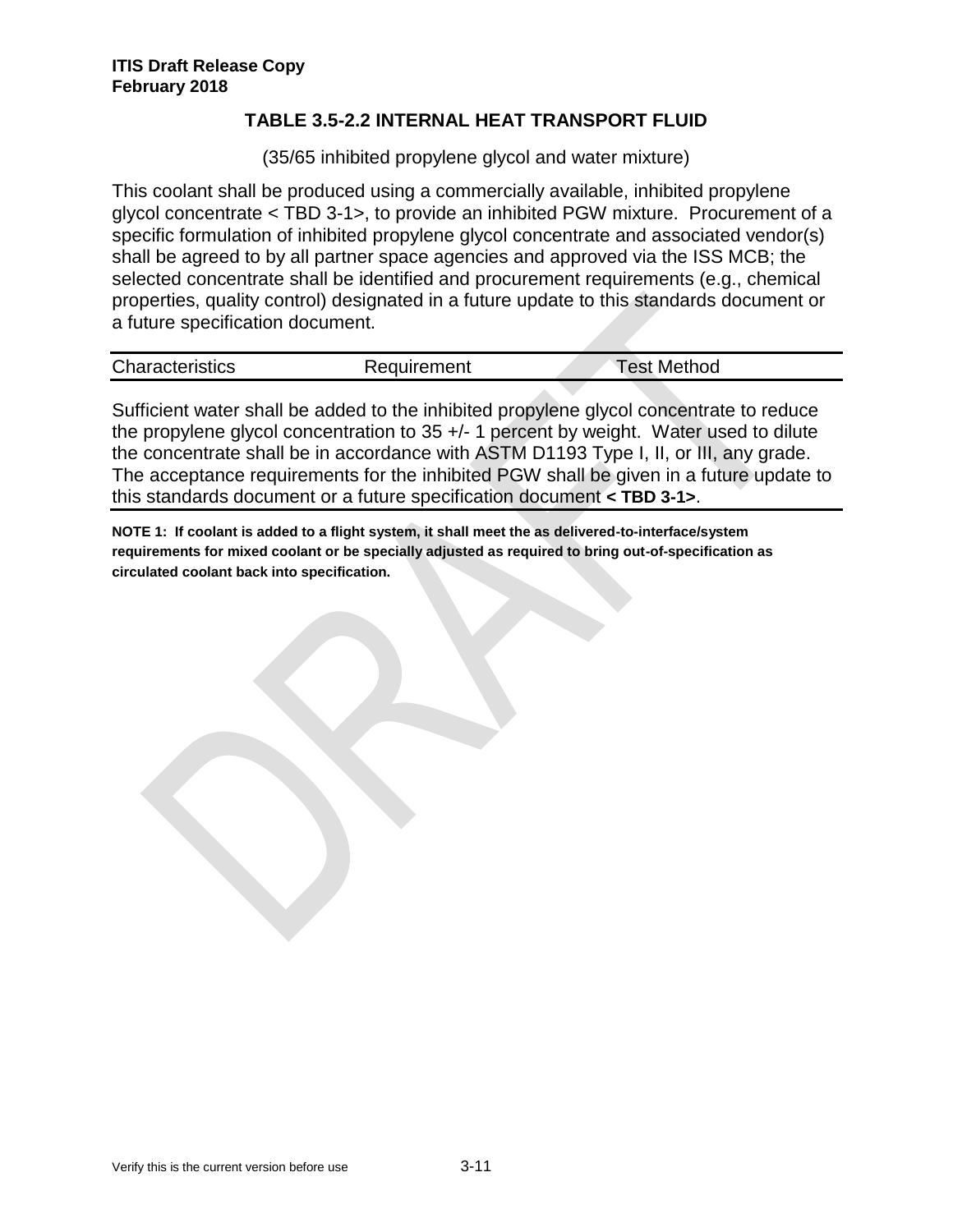### TABLE 3.5-2.2 INTERNAL HEAT TRANSPORT FLUID

(35/65 inhibited propylene glycol and water mixture)

This coolant shall be produced using a commercially available, inhibited propylene glycol concentrate < TBD 3-1>, to provide an inhibited PGW mixture. Procurement of a specific formulation of inhibited propylene glycol concentrate and associated vendor(s) shall be agreed to by all partner space agencies and approved via the ISS MCB; the selected concentrate shall be identified and procurement requirements (e.g., chemical properties, quality control) designated in a future update to this standards document or a future specification document.

| Characteristics | Requirement | Test Method |
|---|---|---|

Sufficient water shall be added to the inhibited propylene glycol concentrate to reduce the propylene glycol concentration to 35 +/- 1 percent by weight. Water used to dilute the concentrate shall be in accordance with ASTM D1193 Type I, II, or III, any grade. The acceptance requirements for the inhibited PGW shall be given in a future update to this standards document or a future specification document **< TBD 3-1>**.

**NOTE 1: If coolant is added to a flight system, it shall meet the as delivered-to-interface/system requirements for mixed coolant or be specially adjusted as required to bring out-of-specification as circulated coolant back into specification.**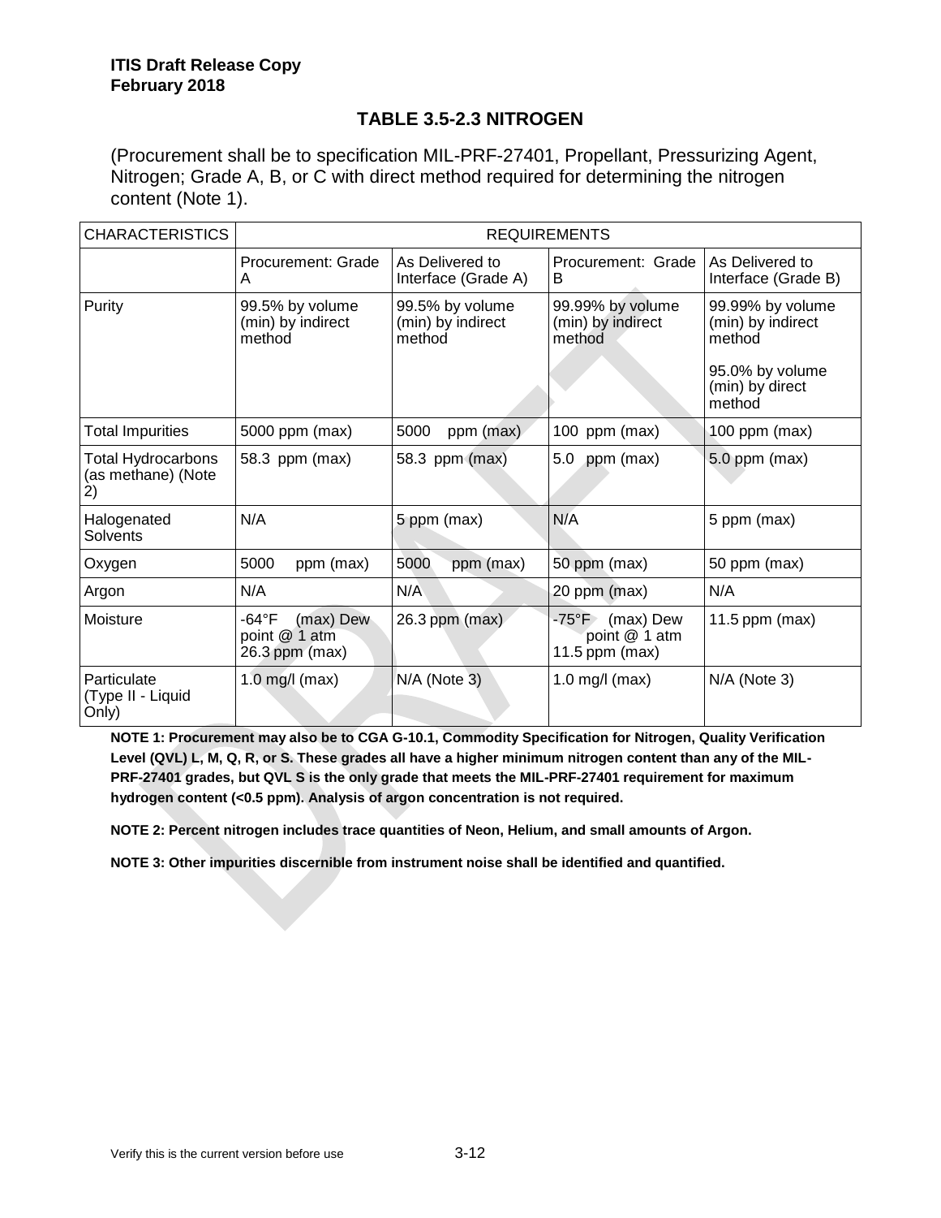**ITIS Draft Release Copy**
**February 2018**

## TABLE 3.5-2.3 NITROGEN

(Procurement shall be to specification MIL-PRF-27401, Propellant, Pressurizing Agent, Nitrogen; Grade A, B, or C with direct method required for determining the nitrogen content (Note 1).

| CHARACTERISTICS | REQUIREMENTS | | | |
|---|---|---|---|---|
| | Procurement: Grade A | As Delivered to Interface (Grade A) | Procurement: Grade B | As Delivered to Interface (Grade B) |
| Purity | 99.5% by volume (min) by indirect method | 99.5% by volume (min) by indirect method | 99.99% by volume (min) by indirect method | 99.99% by volume (min) by indirect method<br><br>95.0% by volume (min) by direct method |
| Total Impurities | 5000 ppm (max) | 5000 ppm (max) | 100 ppm (max) | 100 ppm (max) |
| Total Hydrocarbons (as methane) (Note 2) | 58.3 ppm (max) | 58.3 ppm (max) | 5.0 ppm (max) | 5.0 ppm (max) |
| Halogenated Solvents | N/A | 5 ppm (max) | N/A | 5 ppm (max) |
| Oxygen | 5000 ppm (max) | 5000 ppm (max) | 50 ppm (max) | 50 ppm (max) |
| Argon | N/A | N/A | 20 ppm (max) | N/A |
| Moisture | -64°F (max) Dew point @ 1 atm 26.3 ppm (max) | 26.3 ppm (max) | -75°F (max) Dew point @ 1 atm 11.5 ppm (max) | 11.5 ppm (max) |
| Particulate (Type II - Liquid Only) | 1.0 mg/l (max) | N/A (Note 3) | 1.0 mg/l (max) | N/A (Note 3) |

**NOTE 1: Procurement may also be to CGA G-10.1, Commodity Specification for Nitrogen, Quality Verification Level (QVL) L, M, Q, R, or S. These grades all have a higher minimum nitrogen content than any of the MIL-PRF-27401 grades, but QVL S is the only grade that meets the MIL-PRF-27401 requirement for maximum hydrogen content (<0.5 ppm). Analysis of argon concentration is not required.**

**NOTE 2: Percent nitrogen includes trace quantities of Neon, Helium, and small amounts of Argon.**

**NOTE 3: Other impurities discernible from instrument noise shall be identified and quantified.**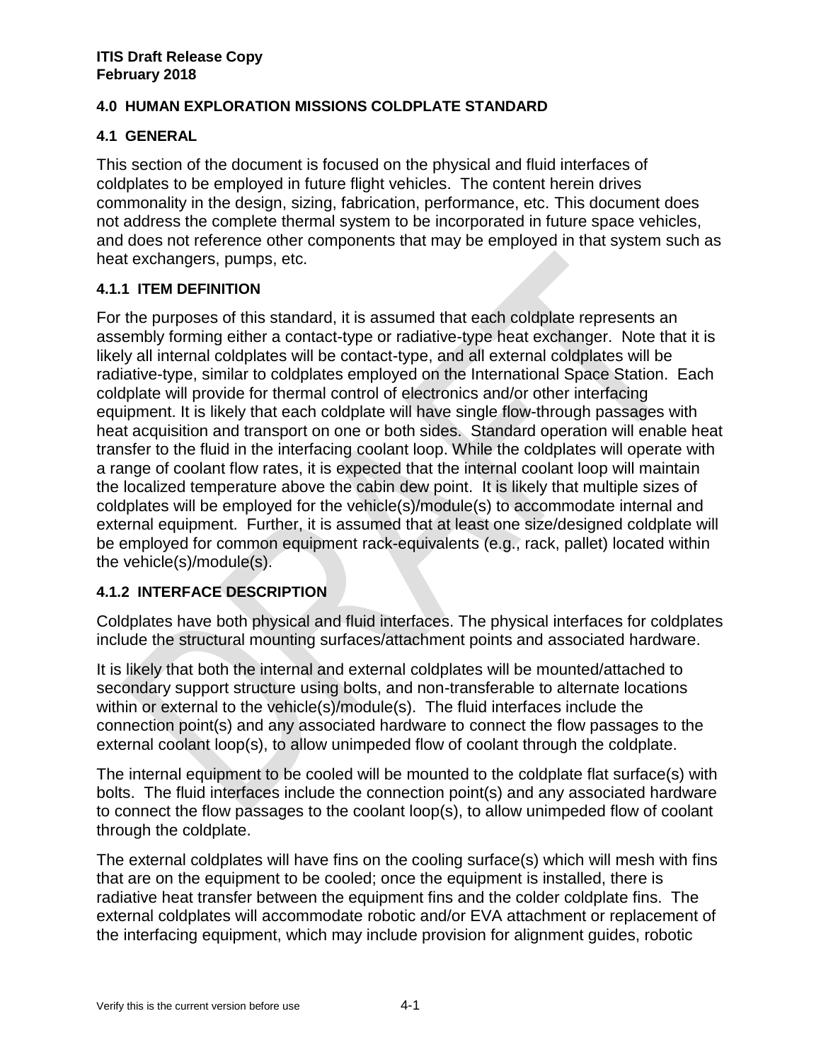## 4.0 HUMAN EXPLORATION MISSIONS COLDPLATE STANDARD

### 4.1 GENERAL

This section of the document is focused on the physical and fluid interfaces of coldplates to be employed in future flight vehicles. The content herein drives commonality in the design, sizing, fabrication, performance, etc. This document does not address the complete thermal system to be incorporated in future space vehicles, and does not reference other components that may be employed in that system such as heat exchangers, pumps, etc.

#### 4.1.1 ITEM DEFINITION

For the purposes of this standard, it is assumed that each coldplate represents an assembly forming either a contact-type or radiative-type heat exchanger. Note that it is likely all internal coldplates will be contact-type, and all external coldplates will be radiative-type, similar to coldplates employed on the International Space Station. Each coldplate will provide for thermal control of electronics and/or other interfacing equipment. It is likely that each coldplate will have single flow-through passages with heat acquisition and transport on one or both sides. Standard operation will enable heat transfer to the fluid in the interfacing coolant loop. While the coldplates will operate with a range of coolant flow rates, it is expected that the internal coolant loop will maintain the localized temperature above the cabin dew point. It is likely that multiple sizes of coldplates will be employed for the vehicle(s)/module(s) to accommodate internal and external equipment. Further, it is assumed that at least one size/designed coldplate will be employed for common equipment rack-equivalents (e.g., rack, pallet) located within the vehicle(s)/module(s).

#### 4.1.2 INTERFACE DESCRIPTION

Coldplates have both physical and fluid interfaces. The physical interfaces for coldplates include the structural mounting surfaces/attachment points and associated hardware.

It is likely that both the internal and external coldplates will be mounted/attached to secondary support structure using bolts, and non-transferable to alternate locations within or external to the vehicle(s)/module(s). The fluid interfaces include the connection point(s) and any associated hardware to connect the flow passages to the external coolant loop(s), to allow unimpeded flow of coolant through the coldplate.

The internal equipment to be cooled will be mounted to the coldplate flat surface(s) with bolts. The fluid interfaces include the connection point(s) and any associated hardware to connect the flow passages to the coolant loop(s), to allow unimpeded flow of coolant through the coldplate.

The external coldplates will have fins on the cooling surface(s) which will mesh with fins that are on the equipment to be cooled; once the equipment is installed, there is radiative heat transfer between the equipment fins and the colder coldplate fins. The external coldplates will accommodate robotic and/or EVA attachment or replacement of the interfacing equipment, which may include provision for alignment guides, robotic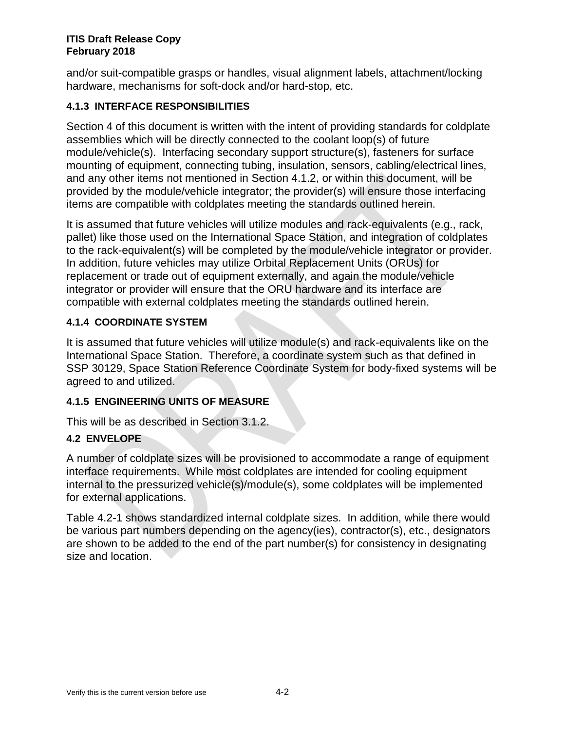and/or suit-compatible grasps or handles, visual alignment labels, attachment/locking hardware, mechanisms for soft-dock and/or hard-stop, etc.

### 4.1.3 INTERFACE RESPONSIBILITIES

Section 4 of this document is written with the intent of providing standards for coldplate assemblies which will be directly connected to the coolant loop(s) of future module/vehicle(s). Interfacing secondary support structure(s), fasteners for surface mounting of equipment, connecting tubing, insulation, sensors, cabling/electrical lines, and any other items not mentioned in Section 4.1.2, or within this document, will be provided by the module/vehicle integrator; the provider(s) will ensure those interfacing items are compatible with coldplates meeting the standards outlined herein.

It is assumed that future vehicles will utilize modules and rack-equivalents (e.g., rack, pallet) like those used on the International Space Station, and integration of coldplates to the rack-equivalent(s) will be completed by the module/vehicle integrator or provider. In addition, future vehicles may utilize Orbital Replacement Units (ORUs) for replacement or trade out of equipment externally, and again the module/vehicle integrator or provider will ensure that the ORU hardware and its interface are compatible with external coldplates meeting the standards outlined herein.

### 4.1.4 COORDINATE SYSTEM

It is assumed that future vehicles will utilize module(s) and rack-equivalents like on the International Space Station. Therefore, a coordinate system such as that defined in SSP 30129, Space Station Reference Coordinate System for body-fixed systems will be agreed to and utilized.

### 4.1.5 ENGINEERING UNITS OF MEASURE

This will be as described in Section 3.1.2.

## 4.2 ENVELOPE

A number of coldplate sizes will be provisioned to accommodate a range of equipment interface requirements. While most coldplates are intended for cooling equipment internal to the pressurized vehicle(s)/module(s), some coldplates will be implemented for external applications.

Table 4.2-1 shows standardized internal coldplate sizes. In addition, while there would be various part numbers depending on the agency(ies), contractor(s), etc., designators are shown to be added to the end of the part number(s) for consistency in designating size and location.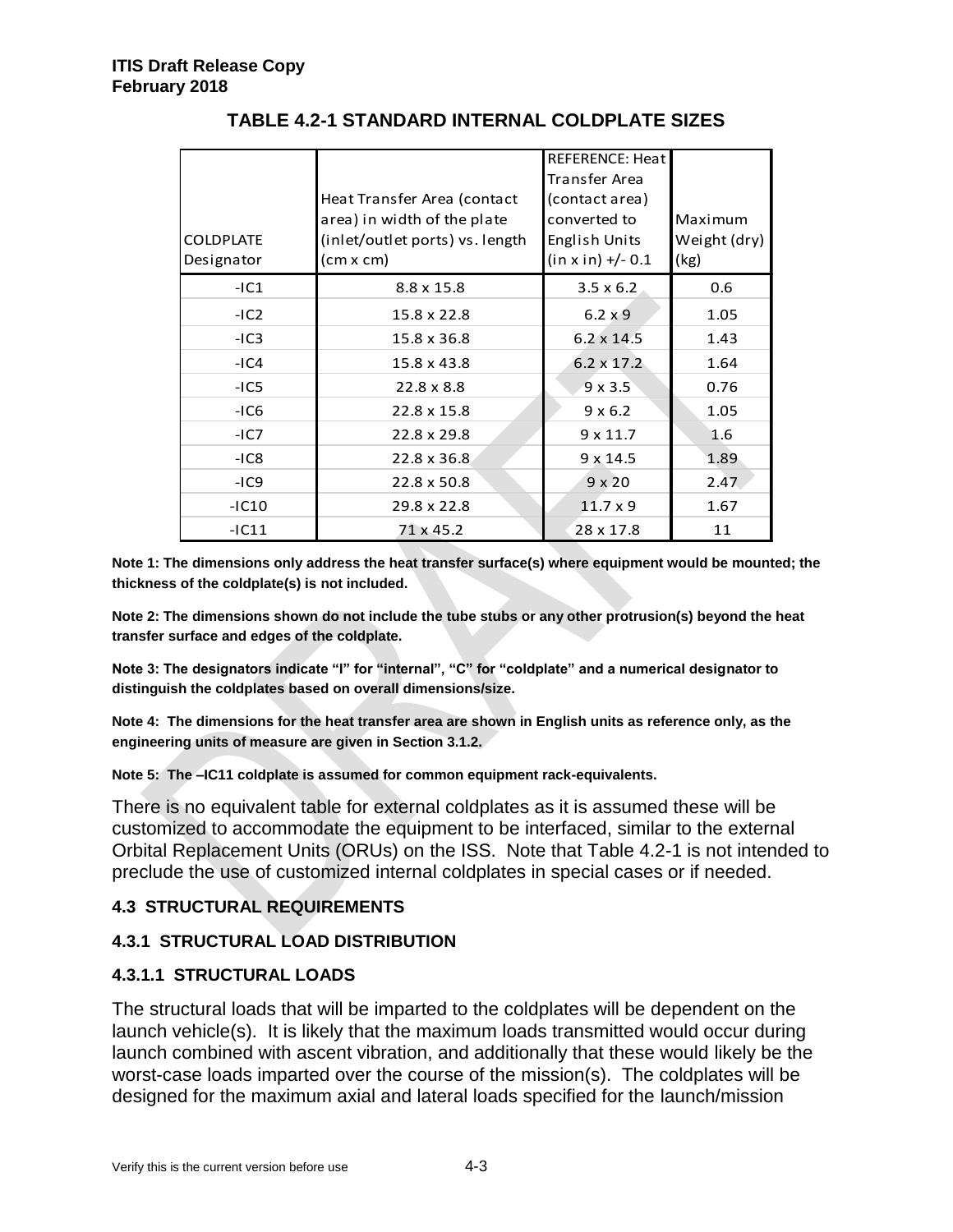**TABLE 4.2-1 STANDARD INTERNAL COLDPLATE SIZES**

| COLDPLATE Designator | Heat Transfer Area (contact area) in width of the plate (inlet/outlet ports) vs. length (cm x cm) | REFERENCE: Heat Transfer Area (contact area) converted to English Units (in x in) +/- 0.1 | Maximum Weight (dry) (kg) |
|---|---|---|---|
| -IC1 | 8.8 x 15.8 | 3.5 x 6.2 | 0.6 |
| -IC2 | 15.8 x 22.8 | 6.2 x 9 | 1.05 |
| -IC3 | 15.8 x 36.8 | 6.2 x 14.5 | 1.43 |
| -IC4 | 15.8 x 43.8 | 6.2 x 17.2 | 1.64 |
| -IC5 | 22.8 x 8.8 | 9 x 3.5 | 0.76 |
| -IC6 | 22.8 x 15.8 | 9 x 6.2 | 1.05 |
| -IC7 | 22.8 x 29.8 | 9 x 11.7 | 1.6 |
| -IC8 | 22.8 x 36.8 | 9 x 14.5 | 1.89 |
| -IC9 | 22.8 x 50.8 | 9 x 20 | 2.47 |
| -IC10 | 29.8 x 22.8 | 11.7 x 9 | 1.67 |
| -IC11 | 71 x 45.2 | 28 x 17.8 | 11 |

**Note 1: The dimensions only address the heat transfer surface(s) where equipment would be mounted; the thickness of the coldplate(s) is not included.**

**Note 2: The dimensions shown do not include the tube stubs or any other protrusion(s) beyond the heat transfer surface and edges of the coldplate.**

**Note 3: The designators indicate "I" for "internal", "C" for "coldplate" and a numerical designator to distinguish the coldplates based on overall dimensions/size.**

**Note 4: The dimensions for the heat transfer area are shown in English units as reference only, as the engineering units of measure are given in Section 3.1.2.**

**Note 5: The –IC11 coldplate is assumed for common equipment rack-equivalents.**

There is no equivalent table for external coldplates as it is assumed these will be customized to accommodate the equipment to be interfaced, similar to the external Orbital Replacement Units (ORUs) on the ISS. Note that Table 4.2-1 is not intended to preclude the use of customized internal coldplates in special cases or if needed.

## 4.3 STRUCTURAL REQUIREMENTS

### 4.3.1 STRUCTURAL LOAD DISTRIBUTION

#### 4.3.1.1 STRUCTURAL LOADS

The structural loads that will be imparted to the coldplates will be dependent on the launch vehicle(s). It is likely that the maximum loads transmitted would occur during launch combined with ascent vibration, and additionally that these would likely be the worst-case loads imparted over the course of the mission(s). The coldplates will be designed for the maximum axial and lateral loads specified for the launch/mission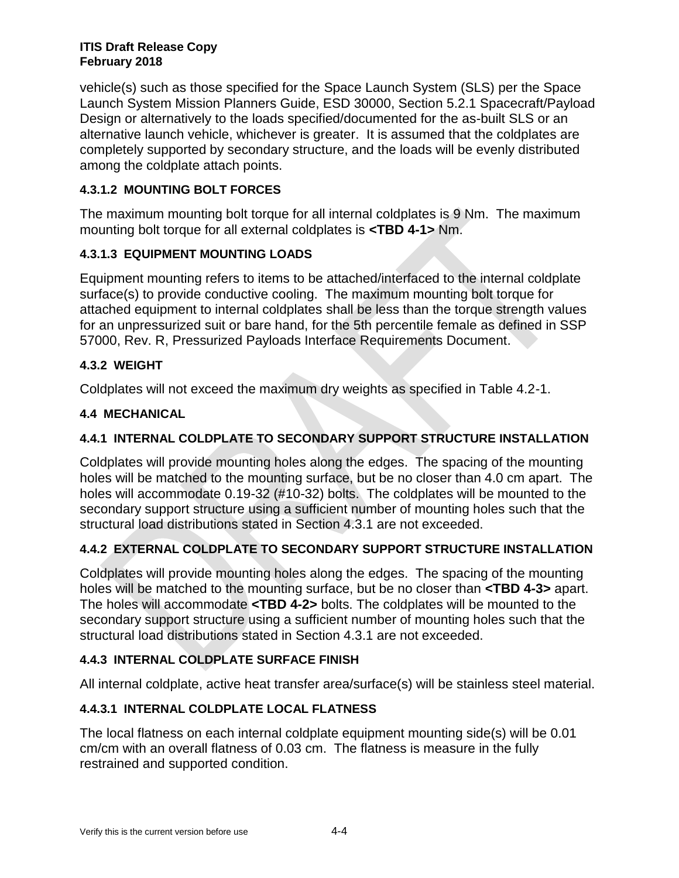vehicle(s) such as those specified for the Space Launch System (SLS) per the Space Launch System Mission Planners Guide, ESD 30000, Section 5.2.1 Spacecraft/Payload Design or alternatively to the loads specified/documented for the as-built SLS or an alternative launch vehicle, whichever is greater. It is assumed that the coldplates are completely supported by secondary structure, and the loads will be evenly distributed among the coldplate attach points.

#### 4.3.1.2 MOUNTING BOLT FORCES

The maximum mounting bolt torque for all internal coldplates is 9 Nm. The maximum mounting bolt torque for all external coldplates is **<TBD 4-1>** Nm.

#### 4.3.1.3 EQUIPMENT MOUNTING LOADS

Equipment mounting refers to items to be attached/interfaced to the internal coldplate surface(s) to provide conductive cooling. The maximum mounting bolt torque for attached equipment to internal coldplates shall be less than the torque strength values for an unpressurized suit or bare hand, for the 5th percentile female as defined in SSP 57000, Rev. R, Pressurized Payloads Interface Requirements Document.

### 4.3.2 WEIGHT

Coldplates will not exceed the maximum dry weights as specified in Table 4.2-1.

## 4.4 MECHANICAL

### 4.4.1 INTERNAL COLDPLATE TO SECONDARY SUPPORT STRUCTURE INSTALLATION

Coldplates will provide mounting holes along the edges. The spacing of the mounting holes will be matched to the mounting surface, but be no closer than 4.0 cm apart. The holes will accommodate 0.19-32 (#10-32) bolts. The coldplates will be mounted to the secondary support structure using a sufficient number of mounting holes such that the structural load distributions stated in Section 4.3.1 are not exceeded.

### 4.4.2 EXTERNAL COLDPLATE TO SECONDARY SUPPORT STRUCTURE INSTALLATION

Coldplates will provide mounting holes along the edges. The spacing of the mounting holes will be matched to the mounting surface, but be no closer than **<TBD 4-3>** apart. The holes will accommodate **<TBD 4-2>** bolts. The coldplates will be mounted to the secondary support structure using a sufficient number of mounting holes such that the structural load distributions stated in Section 4.3.1 are not exceeded.

### 4.4.3 INTERNAL COLDPLATE SURFACE FINISH

All internal coldplate, active heat transfer area/surface(s) will be stainless steel material.

#### 4.4.3.1 INTERNAL COLDPLATE LOCAL FLATNESS

The local flatness on each internal coldplate equipment mounting side(s) will be 0.01 cm/cm with an overall flatness of 0.03 cm. The flatness is measure in the fully restrained and supported condition.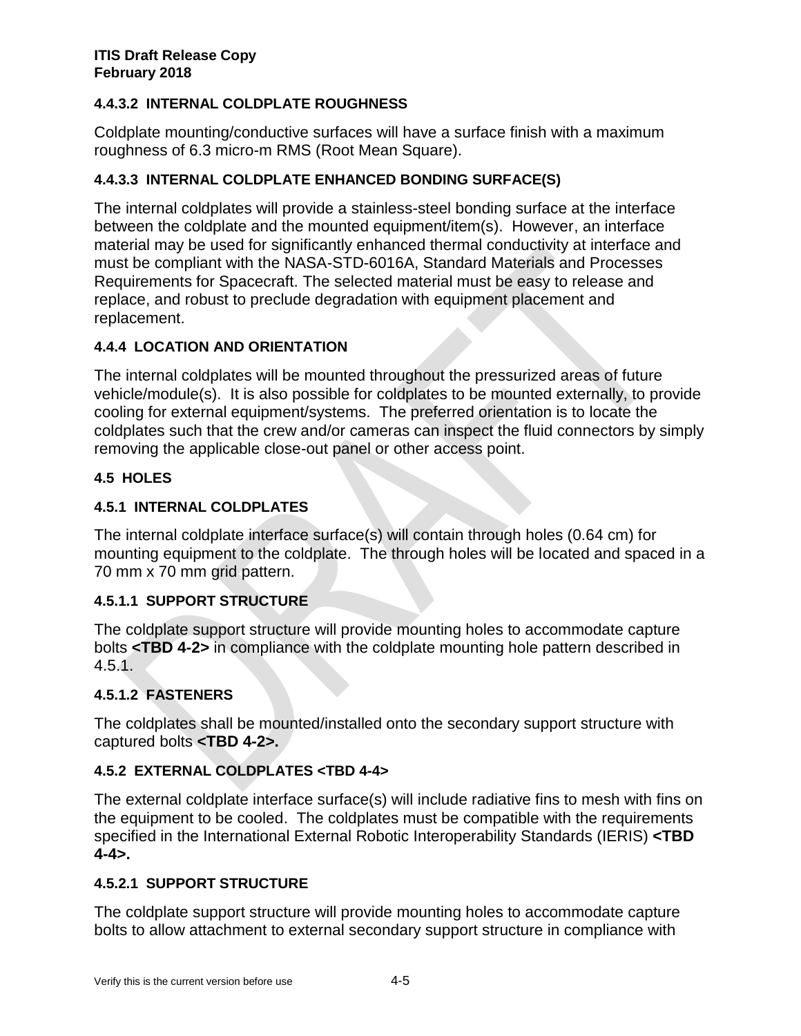#### 4.4.3.2 INTERNAL COLDPLATE ROUGHNESS

Coldplate mounting/conductive surfaces will have a surface finish with a maximum roughness of 6.3 micro-m RMS (Root Mean Square).

#### 4.4.3.3 INTERNAL COLDPLATE ENHANCED BONDING SURFACE(S)

The internal coldplates will provide a stainless-steel bonding surface at the interface between the coldplate and the mounted equipment/item(s). However, an interface material may be used for significantly enhanced thermal conductivity at interface and must be compliant with the NASA-STD-6016A, Standard Materials and Processes Requirements for Spacecraft. The selected material must be easy to release and replace, and robust to preclude degradation with equipment placement and replacement.

### 4.4.4 LOCATION AND ORIENTATION

The internal coldplates will be mounted throughout the pressurized areas of future vehicle/module(s). It is also possible for coldplates to be mounted externally, to provide cooling for external equipment/systems. The preferred orientation is to locate the coldplates such that the crew and/or cameras can inspect the fluid connectors by simply removing the applicable close-out panel or other access point.

## 4.5 HOLES

### 4.5.1 INTERNAL COLDPLATES

The internal coldplate interface surface(s) will contain through holes (0.64 cm) for mounting equipment to the coldplate. The through holes will be located and spaced in a 70 mm x 70 mm grid pattern.

#### 4.5.1.1 SUPPORT STRUCTURE

The coldplate support structure will provide mounting holes to accommodate capture bolts **<TBD 4-2>** in compliance with the coldplate mounting hole pattern described in 4.5.1.

#### 4.5.1.2 FASTENERS

The coldplates shall be mounted/installed onto the secondary support structure with captured bolts **<TBD 4-2>.**

### 4.5.2 EXTERNAL COLDPLATES <TBD 4-4>

The external coldplate interface surface(s) will include radiative fins to mesh with fins on the equipment to be cooled. The coldplates must be compatible with the requirements specified in the International External Robotic Interoperability Standards (IERIS) **<TBD 4-4>.**

#### 4.5.2.1 SUPPORT STRUCTURE

The coldplate support structure will provide mounting holes to accommodate capture bolts to allow attachment to external secondary support structure in compliance with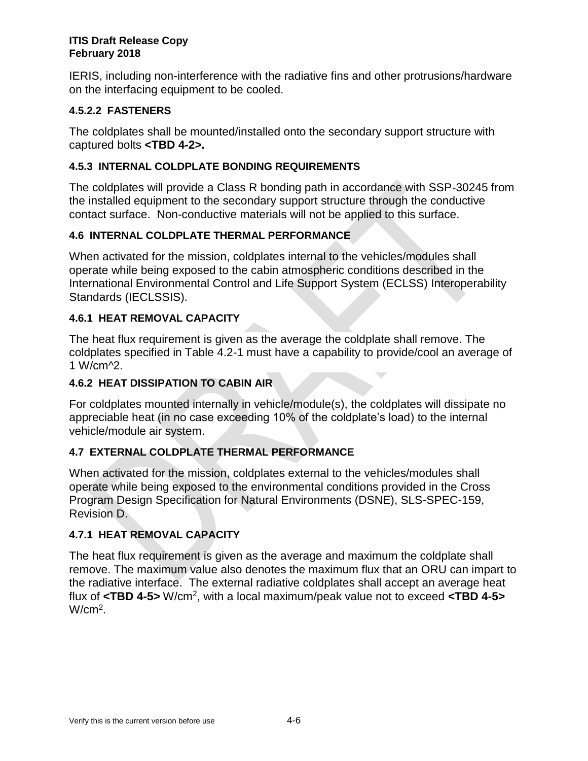IERIS, including non-interference with the radiative fins and other protrusions/hardware on the interfacing equipment to be cooled.

#### 4.5.2.2 FASTENERS

The coldplates shall be mounted/installed onto the secondary support structure with captured bolts **<TBD 4-2>.**

### 4.5.3 INTERNAL COLDPLATE BONDING REQUIREMENTS

The coldplates will provide a Class R bonding path in accordance with SSP-30245 from the installed equipment to the secondary support structure through the conductive contact surface. Non-conductive materials will not be applied to this surface.

## 4.6 INTERNAL COLDPLATE THERMAL PERFORMANCE

When activated for the mission, coldplates internal to the vehicles/modules shall operate while being exposed to the cabin atmospheric conditions described in the International Environmental Control and Life Support System (ECLSS) Interoperability Standards (IECLSSIS).

### 4.6.1 HEAT REMOVAL CAPACITY

The heat flux requirement is given as the average the coldplate shall remove. The coldplates specified in Table 4.2-1 must have a capability to provide/cool an average of 1 W/cm^2.

### 4.6.2 HEAT DISSIPATION TO CABIN AIR

For coldplates mounted internally in vehicle/module(s), the coldplates will dissipate no appreciable heat (in no case exceeding 10% of the coldplate's load) to the internal vehicle/module air system.

## 4.7 EXTERNAL COLDPLATE THERMAL PERFORMANCE

When activated for the mission, coldplates external to the vehicles/modules shall operate while being exposed to the environmental conditions provided in the Cross Program Design Specification for Natural Environments (DSNE), SLS-SPEC-159, Revision D.

### 4.7.1 HEAT REMOVAL CAPACITY

The heat flux requirement is given as the average and maximum the coldplate shall remove. The maximum value also denotes the maximum flux that an ORU can impart to the radiative interface. The external radiative coldplates shall accept an average heat flux of **<TBD 4-5>** W/cm$^2$, with a local maximum/peak value not to exceed **<TBD 4-5>** W/cm$^2$.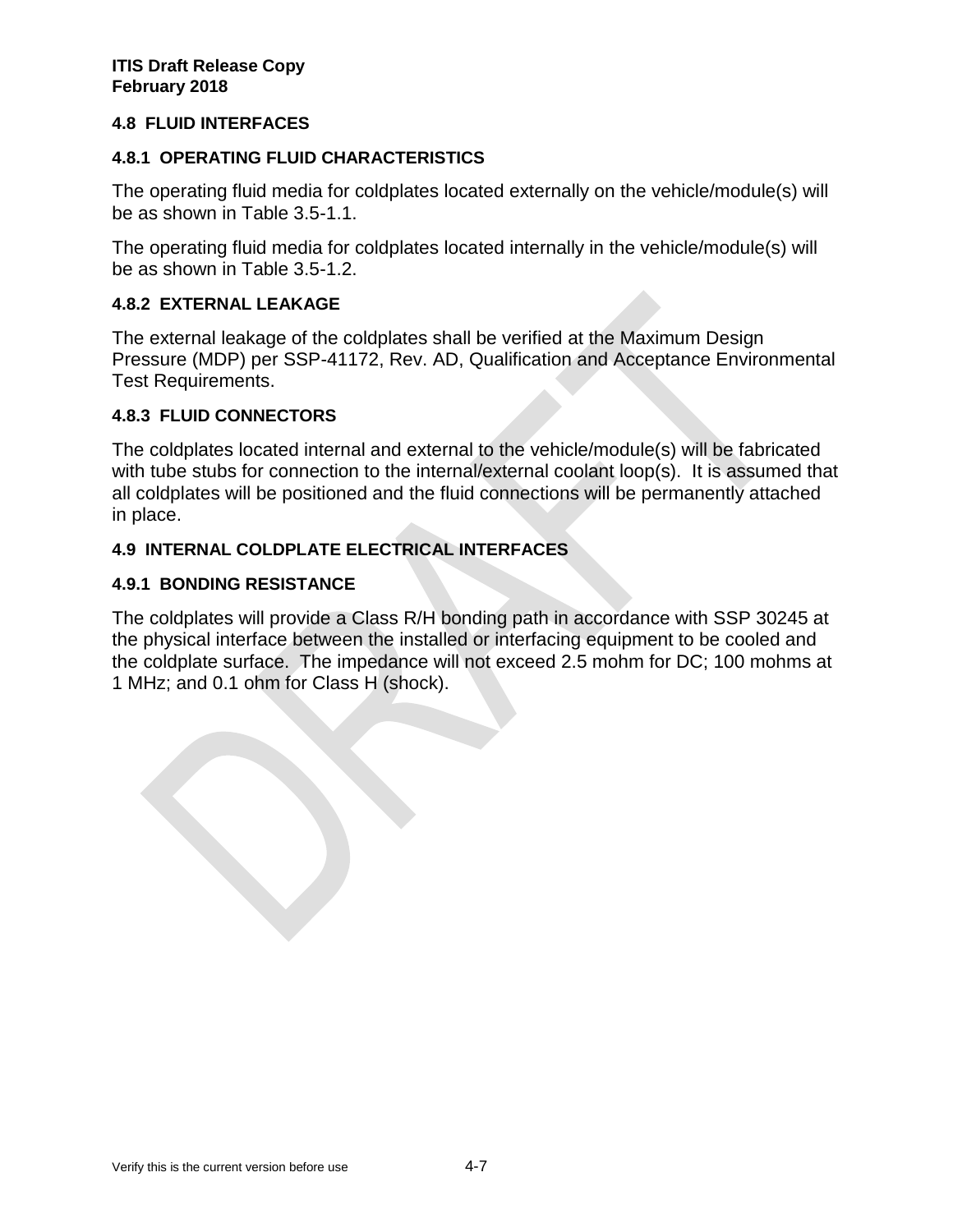## 4.8 FLUID INTERFACES

### 4.8.1 OPERATING FLUID CHARACTERISTICS

The operating fluid media for coldplates located externally on the vehicle/module(s) will be as shown in Table 3.5-1.1.

The operating fluid media for coldplates located internally in the vehicle/module(s) will be as shown in Table 3.5-1.2.

### 4.8.2 EXTERNAL LEAKAGE

The external leakage of the coldplates shall be verified at the Maximum Design Pressure (MDP) per SSP-41172, Rev. AD, Qualification and Acceptance Environmental Test Requirements.

### 4.8.3 FLUID CONNECTORS

The coldplates located internal and external to the vehicle/module(s) will be fabricated with tube stubs for connection to the internal/external coolant loop(s). It is assumed that all coldplates will be positioned and the fluid connections will be permanently attached in place.

## 4.9 INTERNAL COLDPLATE ELECTRICAL INTERFACES

### 4.9.1 BONDING RESISTANCE

The coldplates will provide a Class R/H bonding path in accordance with SSP 30245 at the physical interface between the installed or interfacing equipment to be cooled and the coldplate surface. The impedance will not exceed 2.5 mohm for DC; 100 mohms at 1 MHz; and 0.1 ohm for Class H (shock).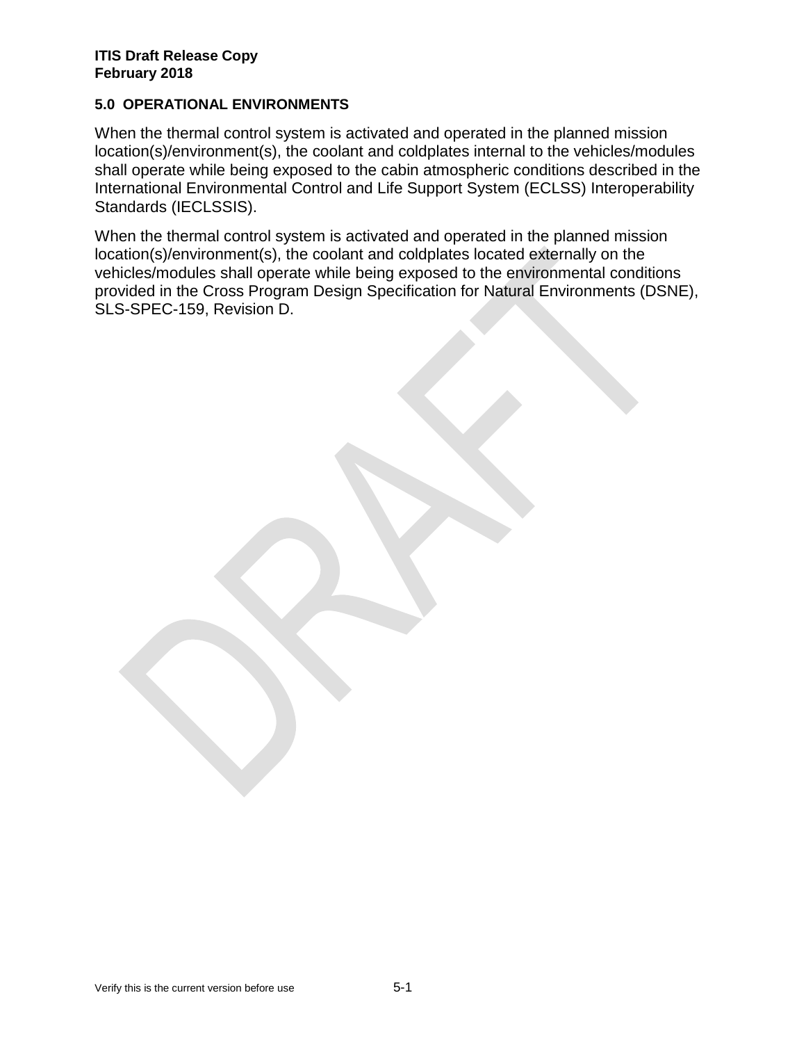## 5.0 OPERATIONAL ENVIRONMENTS

When the thermal control system is activated and operated in the planned mission location(s)/environment(s), the coolant and coldplates internal to the vehicles/modules shall operate while being exposed to the cabin atmospheric conditions described in the International Environmental Control and Life Support System (ECLSS) Interoperability Standards (IECLSSIS).

When the thermal control system is activated and operated in the planned mission location(s)/environment(s), the coolant and coldplates located externally on the vehicles/modules shall operate while being exposed to the environmental conditions provided in the Cross Program Design Specification for Natural Environments (DSNE), SLS-SPEC-159, Revision D.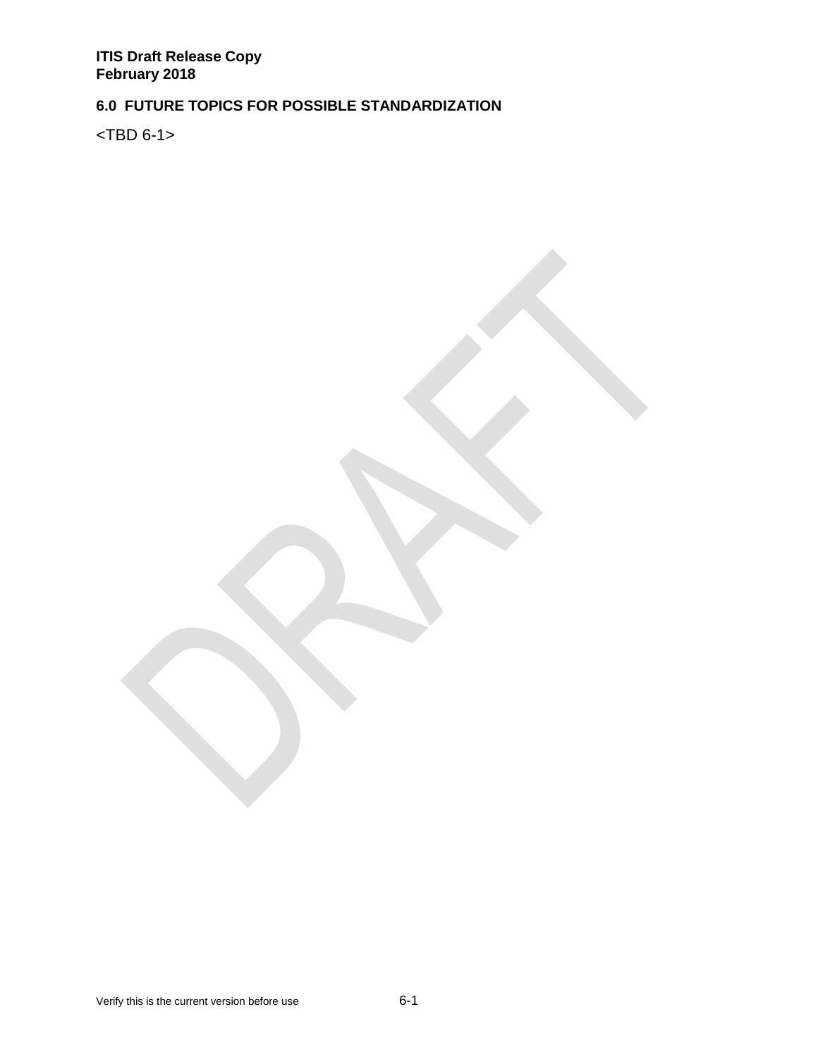# 6.0 FUTURE TOPICS FOR POSSIBLE STANDARDIZATION

<TBD 6-1>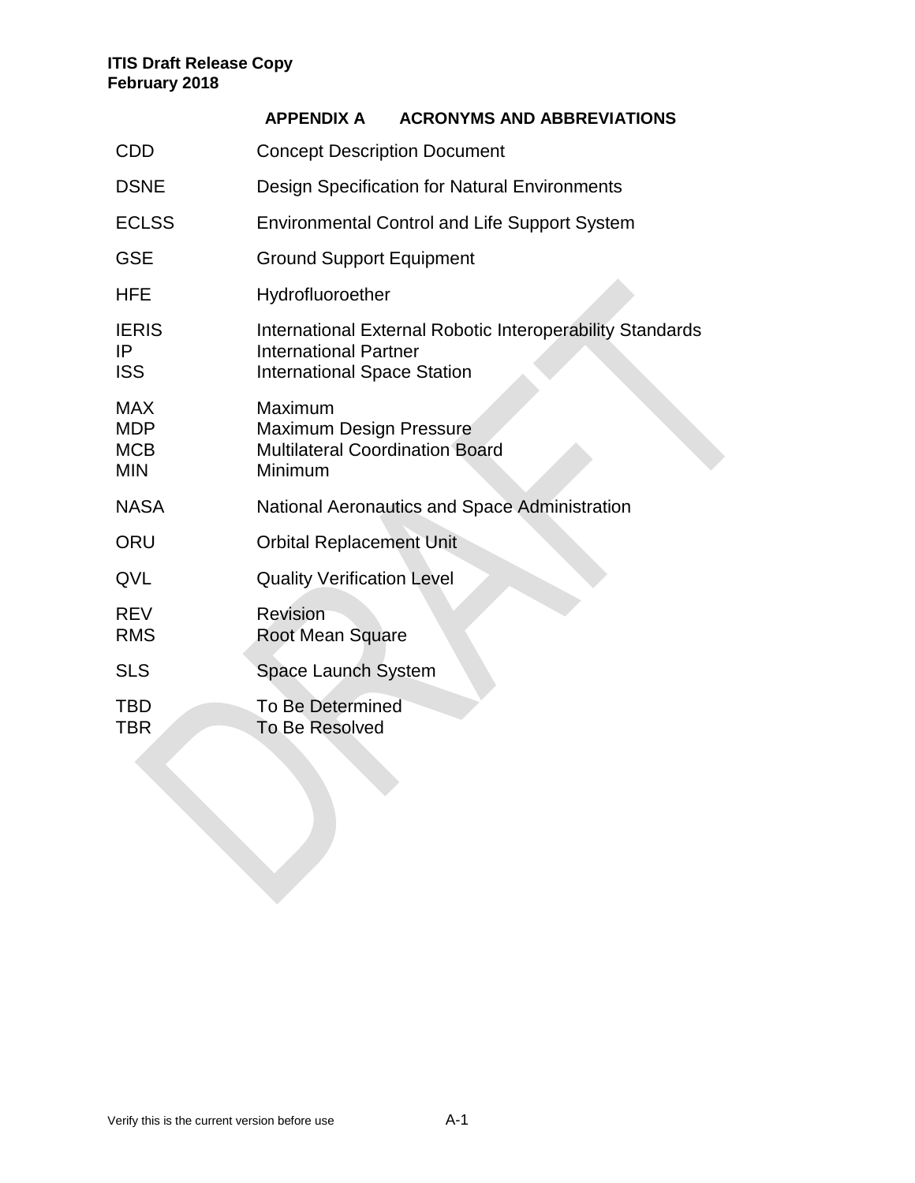# APPENDIX A ACRONYMS AND ABBREVIATIONS

| | |
|---|---|
| CDD | Concept Description Document |
| DSNE | Design Specification for Natural Environments |
| ECLSS | Environmental Control and Life Support System |
| GSE | Ground Support Equipment |
| HFE | Hydrofluoroether |
| IERIS | International External Robotic Interoperability Standards |
| IP | International Partner |
| ISS | International Space Station |
| MAX | Maximum |
| MDP | Maximum Design Pressure |
| MCB | Multilateral Coordination Board |
| MIN | Minimum |
| NASA | National Aeronautics and Space Administration |
| ORU | Orbital Replacement Unit |
| QVL | Quality Verification Level |
| REV | Revision |
| RMS | Root Mean Square |
| SLS | Space Launch System |
| TBD | To Be Determined |
| TBR | To Be Resolved |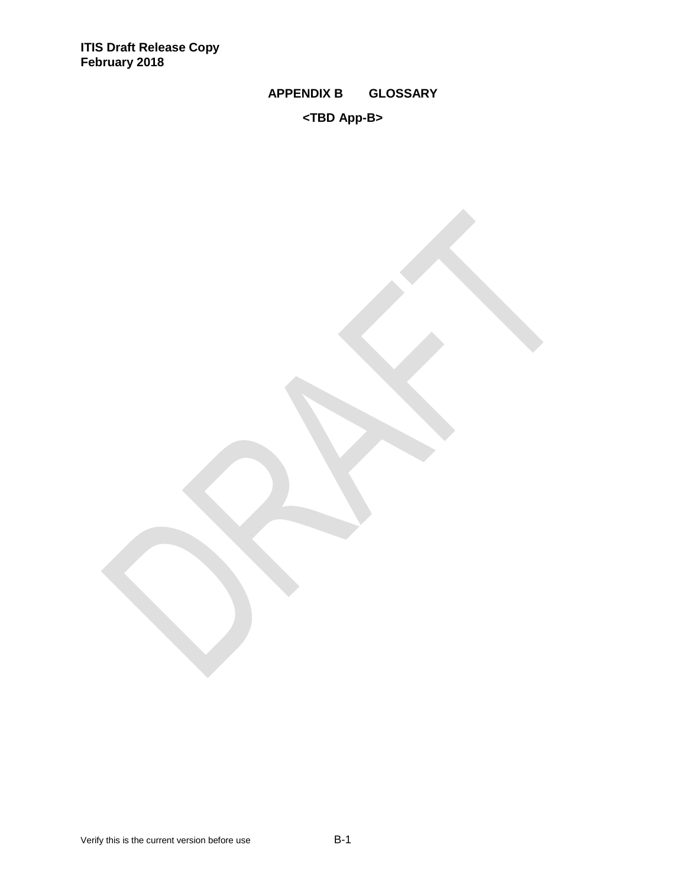# APPENDIX B GLOSSARY

**<TBD App-B>**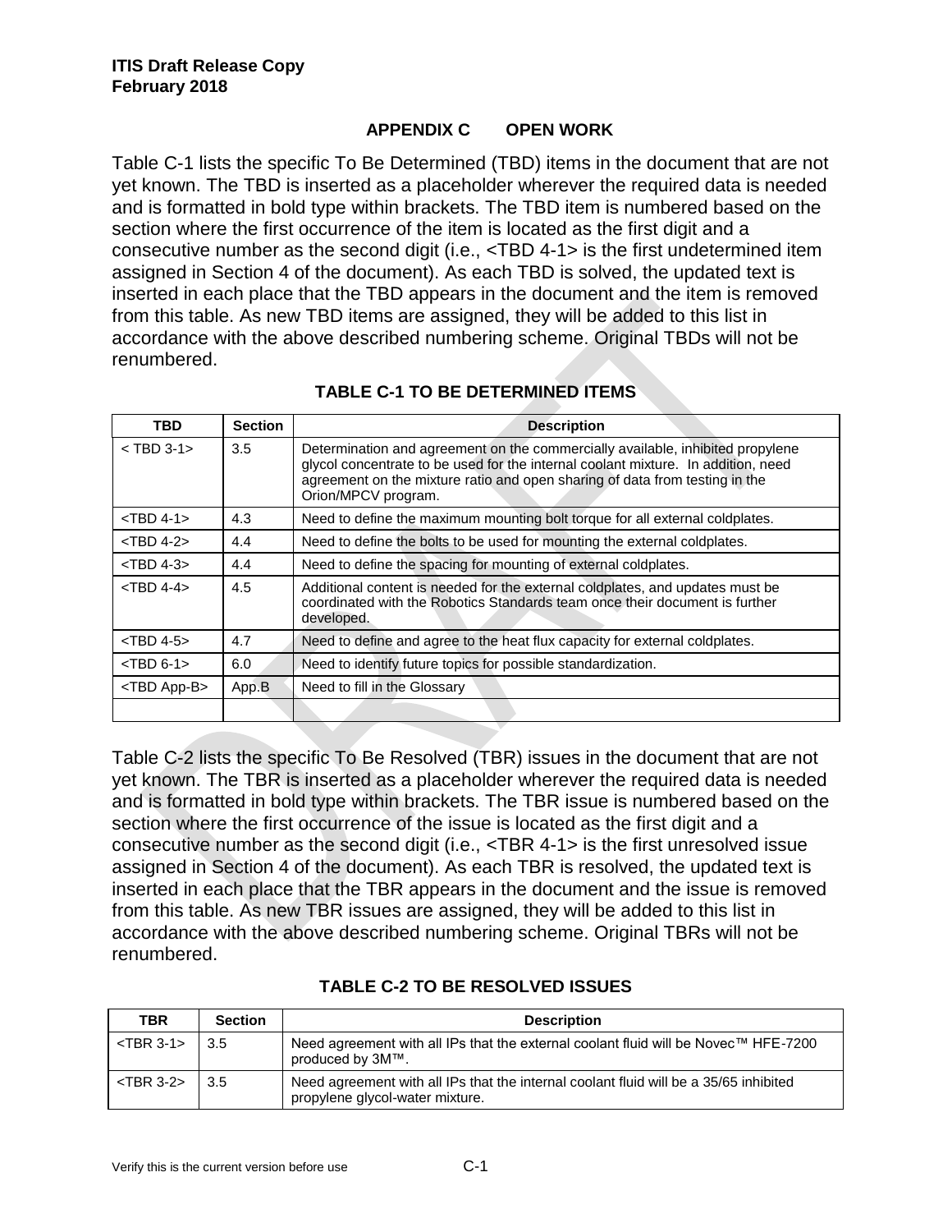# APPENDIX C OPEN WORK

Table C-1 lists the specific To Be Determined (TBD) items in the document that are not yet known. The TBD is inserted as a placeholder wherever the required data is needed and is formatted in bold type within brackets. The TBD item is numbered based on the section where the first occurrence of the item is located as the first digit and a consecutive number as the second digit (i.e., <TBD 4-1> is the first undetermined item assigned in Section 4 of the document). As each TBD is solved, the updated text is inserted in each place that the TBD appears in the document and the item is removed from this table. As new TBD items are assigned, they will be added to this list in accordance with the above described numbering scheme. Original TBDs will not be renumbered.

**TABLE C-1 TO BE DETERMINED ITEMS**

| TBD | Section | Description |
|---|---|---|
| < TBD 3-1> | 3.5 | Determination and agreement on the commercially available, inhibited propylene glycol concentrate to be used for the internal coolant mixture. In addition, need agreement on the mixture ratio and open sharing of data from testing in the Orion/MPCV program. |
| <TBD 4-1> | 4.3 | Need to define the maximum mounting bolt torque for all external coldplates. |
| <TBD 4-2> | 4.4 | Need to define the bolts to be used for mounting the external coldplates. |
| <TBD 4-3> | 4.4 | Need to define the spacing for mounting of external coldplates. |
| <TBD 4-4> | 4.5 | Additional content is needed for the external coldplates, and updates must be coordinated with the Robotics Standards team once their document is further developed. |
| <TBD 4-5> | 4.7 | Need to define and agree to the heat flux capacity for external coldplates. |
| <TBD 6-1> | 6.0 | Need to identify future topics for possible standardization. |
| <TBD App-B> | App.B | Need to fill in the Glossary |
| | | |

Table C-2 lists the specific To Be Resolved (TBR) issues in the document that are not yet known. The TBR is inserted as a placeholder wherever the required data is needed and is formatted in bold type within brackets. The TBR issue is numbered based on the section where the first occurrence of the issue is located as the first digit and a consecutive number as the second digit (i.e., <TBR 4-1> is the first unresolved issue assigned in Section 4 of the document). As each TBR is resolved, the updated text is inserted in each place that the TBR appears in the document and the issue is removed from this table. As new TBR issues are assigned, they will be added to this list in accordance with the above described numbering scheme. Original TBRs will not be renumbered.

**TABLE C-2 TO BE RESOLVED ISSUES**

| TBR | Section | Description |
|---|---|---|
| <TBR 3-1> | 3.5 | Need agreement with all IPs that the external coolant fluid will be Novec™ HFE-7200 produced by 3M™. |
| <TBR 3-2> | 3.5 | Need agreement with all IPs that the internal coolant fluid will be a 35/65 inhibited propylene glycol-water mixture. |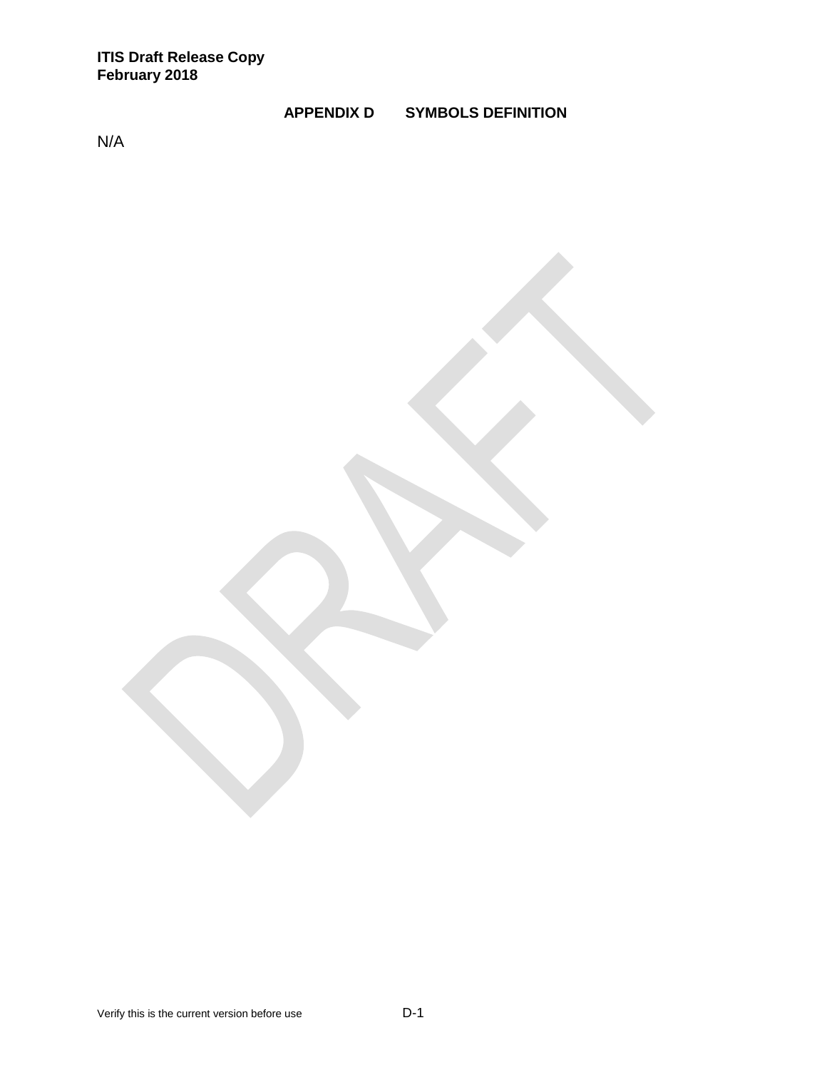## APPENDIX D SYMBOLS DEFINITION

N/A